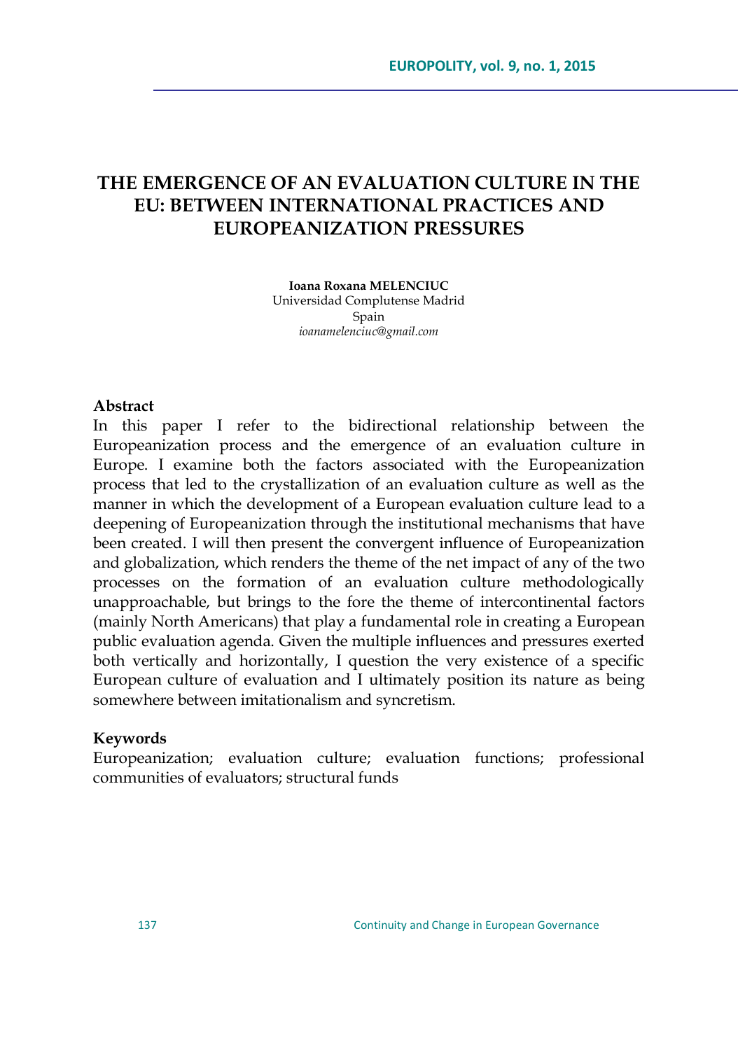# THE EMERGENCE OF AN EVALUATION CULTURE IN THE EU: BETWEEN INTERNATIONAL PRACTICES AND EUROPEANIZATION PRESSURES

**Ioana Roxana MELENCIUC**
Universidad Complutense Madrid
Spain
*ioanamelenciuc@gmail.com*

## Abstract

In this paper I refer to the bidirectional relationship between the Europeanization process and the emergence of an evaluation culture in Europe. I examine both the factors associated with the Europeanization process that led to the crystallization of an evaluation culture as well as the manner in which the development of a European evaluation culture lead to a deepening of Europeanization through the institutional mechanisms that have been created. I will then present the convergent influence of Europeanization and globalization, which renders the theme of the net impact of any of the two processes on the formation of an evaluation culture methodologically unapproachable, but brings to the fore the theme of intercontinental factors (mainly North Americans) that play a fundamental role in creating a European public evaluation agenda. Given the multiple influences and pressures exerted both vertically and horizontally, I question the very existence of a specific European culture of evaluation and I ultimately position its nature as being somewhere between imitationalism and syncretism.

## Keywords

Europeanization; evaluation culture; evaluation functions; professional communities of evaluators; structural funds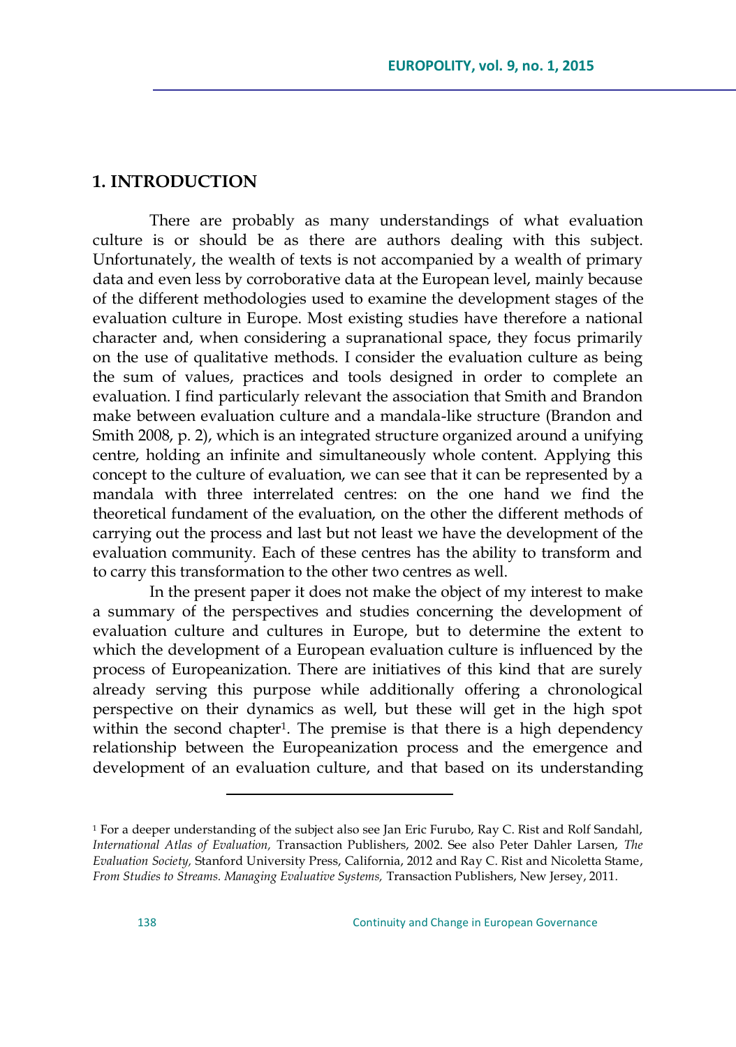## 1. INTRODUCTION

There are probably as many understandings of what evaluation culture is or should be as there are authors dealing with this subject. Unfortunately, the wealth of texts is not accompanied by a wealth of primary data and even less by corroborative data at the European level, mainly because of the different methodologies used to examine the development stages of the evaluation culture in Europe. Most existing studies have therefore a national character and, when considering a supranational space, they focus primarily on the use of qualitative methods. I consider the evaluation culture as being the sum of values, practices and tools designed in order to complete an evaluation. I find particularly relevant the association that Smith and Brandon make between evaluation culture and a mandala-like structure (Brandon and Smith 2008, p. 2), which is an integrated structure organized around a unifying centre, holding an infinite and simultaneously whole content. Applying this concept to the culture of evaluation, we can see that it can be represented by a mandala with three interrelated centres: on the one hand we find the theoretical fundament of the evaluation, on the other the different methods of carrying out the process and last but not least we have the development of the evaluation community. Each of these centres has the ability to transform and to carry this transformation to the other two centres as well.

In the present paper it does not make the object of my interest to make a summary of the perspectives and studies concerning the development of evaluation culture and cultures in Europe, but to determine the extent to which the development of a European evaluation culture is influenced by the process of Europeanization. There are initiatives of this kind that are surely already serving this purpose while additionally offering a chronological perspective on their dynamics as well, but these will get in the high spot within the second chapter[1]. The premise is that there is a high dependency relationship between the Europeanization process and the emergence and development of an evaluation culture, and that based on its understanding

[1] For a deeper understanding of the subject also see Jan Eric Furubo, Ray C. Rist and Rolf Sandahl, *International Atlas of Evaluation,* Transaction Publishers, 2002. See also Peter Dahler Larsen, *The Evaluation Society,* Stanford University Press, California, 2012 and Ray C. Rist and Nicoletta Stame, *From Studies to Streams. Managing Evaluative Systems,* Transaction Publishers, New Jersey, 2011.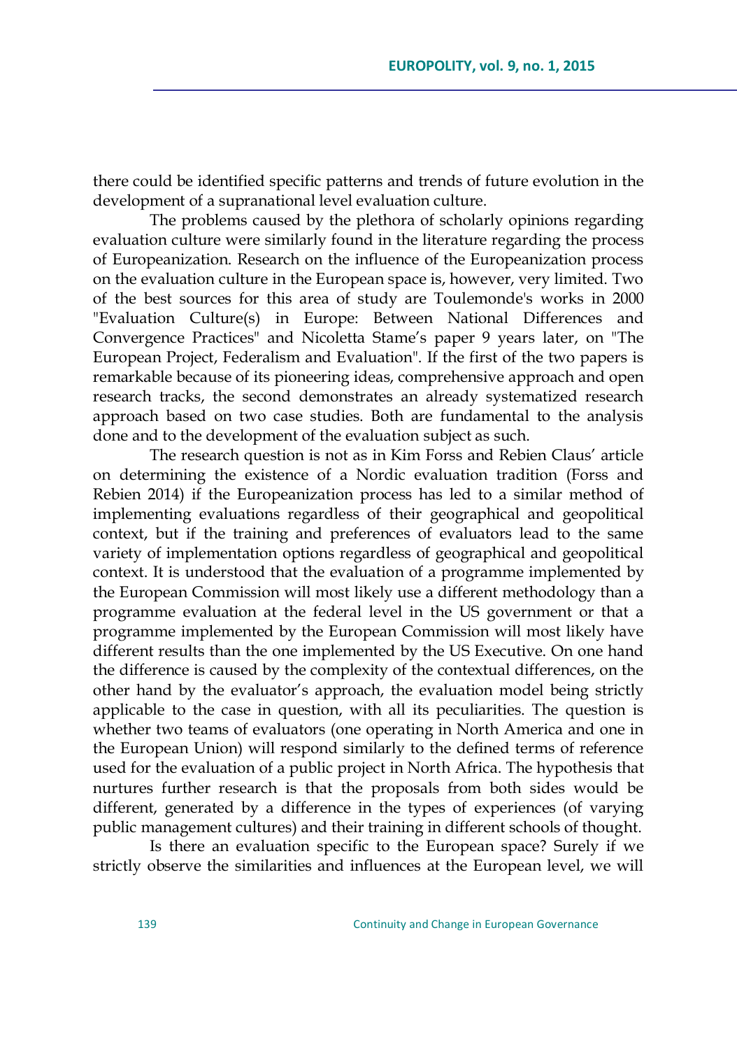there could be identified specific patterns and trends of future evolution in the development of a supranational level evaluation culture.

The problems caused by the plethora of scholarly opinions regarding evaluation culture were similarly found in the literature regarding the process of Europeanization. Research on the influence of the Europeanization process on the evaluation culture in the European space is, however, very limited. Two of the best sources for this area of study are Toulemonde's works in 2000 "Evaluation Culture(s) in Europe: Between National Differences and Convergence Practices" and Nicoletta Stame's paper 9 years later, on "The European Project, Federalism and Evaluation". If the first of the two papers is remarkable because of its pioneering ideas, comprehensive approach and open research tracks, the second demonstrates an already systematized research approach based on two case studies. Both are fundamental to the analysis done and to the development of the evaluation subject as such.

The research question is not as in Kim Forss and Rebien Claus' article on determining the existence of a Nordic evaluation tradition (Forss and Rebien 2014) if the Europeanization process has led to a similar method of implementing evaluations regardless of their geographical and geopolitical context, but if the training and preferences of evaluators lead to the same variety of implementation options regardless of geographical and geopolitical context. It is understood that the evaluation of a programme implemented by the European Commission will most likely use a different methodology than a programme evaluation at the federal level in the US government or that a programme implemented by the European Commission will most likely have different results than the one implemented by the US Executive. On one hand the difference is caused by the complexity of the contextual differences, on the other hand by the evaluator's approach, the evaluation model being strictly applicable to the case in question, with all its peculiarities. The question is whether two teams of evaluators (one operating in North America and one in the European Union) will respond similarly to the defined terms of reference used for the evaluation of a public project in North Africa. The hypothesis that nurtures further research is that the proposals from both sides would be different, generated by a difference in the types of experiences (of varying public management cultures) and their training in different schools of thought.

Is there an evaluation specific to the European space? Surely if we strictly observe the similarities and influences at the European level, we will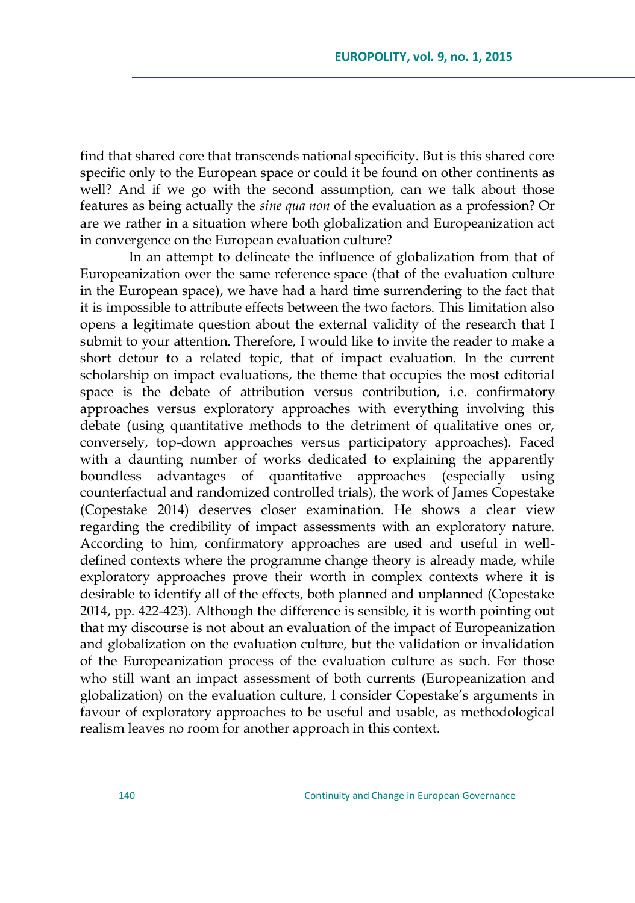find that shared core that transcends national specificity. But is this shared core specific only to the European space or could it be found on other continents as well? And if we go with the second assumption, can we talk about those features as being actually the *sine qua non* of the evaluation as a profession? Or are we rather in a situation where both globalization and Europeanization act in convergence on the European evaluation culture?

In an attempt to delineate the influence of globalization from that of Europeanization over the same reference space (that of the evaluation culture in the European space), we have had a hard time surrendering to the fact that it is impossible to attribute effects between the two factors. This limitation also opens a legitimate question about the external validity of the research that I submit to your attention. Therefore, I would like to invite the reader to make a short detour to a related topic, that of impact evaluation. In the current scholarship on impact evaluations, the theme that occupies the most editorial space is the debate of attribution versus contribution, i.e. confirmatory approaches versus exploratory approaches with everything involving this debate (using quantitative methods to the detriment of qualitative ones or, conversely, top-down approaches versus participatory approaches). Faced with a daunting number of works dedicated to explaining the apparently boundless advantages of quantitative approaches (especially using counterfactual and randomized controlled trials), the work of James Copestake (Copestake 2014) deserves closer examination. He shows a clear view regarding the credibility of impact assessments with an exploratory nature. According to him, confirmatory approaches are used and useful in well-defined contexts where the programme change theory is already made, while exploratory approaches prove their worth in complex contexts where it is desirable to identify all of the effects, both planned and unplanned (Copestake 2014, pp. 422-423). Although the difference is sensible, it is worth pointing out that my discourse is not about an evaluation of the impact of Europeanization and globalization on the evaluation culture, but the validation or invalidation of the Europeanization process of the evaluation culture as such. For those who still want an impact assessment of both currents (Europeanization and globalization) on the evaluation culture, I consider Copestake's arguments in favour of exploratory approaches to be useful and usable, as methodological realism leaves no room for another approach in this context.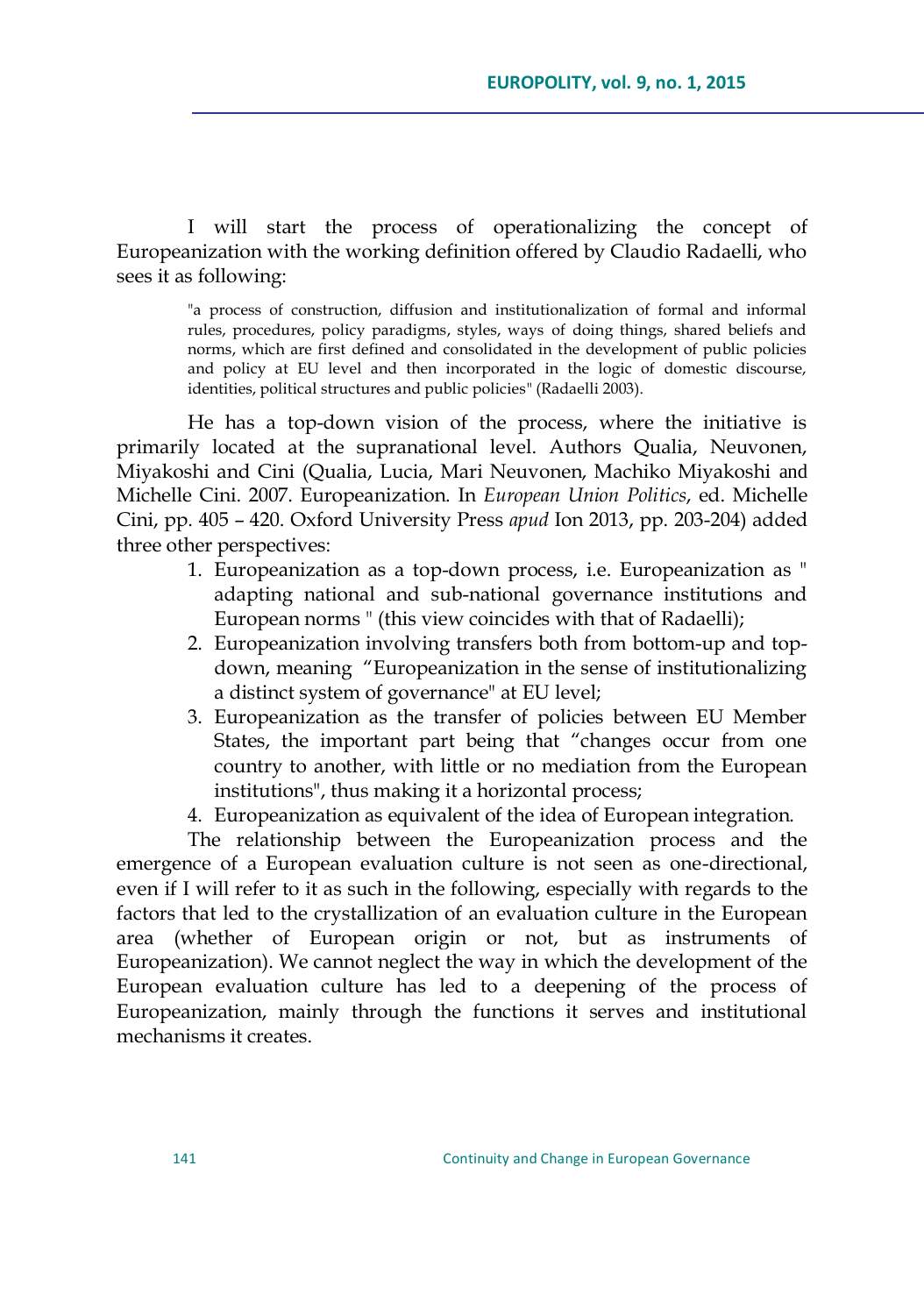I will start the process of operationalizing the concept of Europeanization with the working definition offered by Claudio Radaelli, who sees it as following:

> "a process of construction, diffusion and institutionalization of formal and informal rules, procedures, policy paradigms, styles, ways of doing things, shared beliefs and norms, which are first defined and consolidated in the development of public policies and policy at EU level and then incorporated in the logic of domestic discourse, identities, political structures and public policies" (Radaelli 2003).

He has a top-down vision of the process, where the initiative is primarily located at the supranational level. Authors Qualia, Neuvonen, Miyakoshi and Cini (Qualia, Lucia, Mari Neuvonen, Machiko Miyakoshi and Michelle Cini. 2007. Europeanization. In *European Union Politics*, ed. Michelle Cini, pp. 405 – 420. Oxford University Press *apud* Ion 2013, pp. 203-204) added three other perspectives:

1. Europeanization as a top-down process, i.e. Europeanization as " adapting national and sub-national governance institutions and European norms " (this view coincides with that of Radaelli);
2. Europeanization involving transfers both from bottom-up and top-down, meaning "Europeanization in the sense of institutionalizing a distinct system of governance" at EU level;
3. Europeanization as the transfer of policies between EU Member States, the important part being that "changes occur from one country to another, with little or no mediation from the European institutions", thus making it a horizontal process;
4. Europeanization as equivalent of the idea of European integration.

The relationship between the Europeanization process and the emergence of a European evaluation culture is not seen as one-directional, even if I will refer to it as such in the following, especially with regards to the factors that led to the crystallization of an evaluation culture in the European area (whether of European origin or not, but as instruments of Europeanization). We cannot neglect the way in which the development of the European evaluation culture has led to a deepening of the process of Europeanization, mainly through the functions it serves and institutional mechanisms it creates.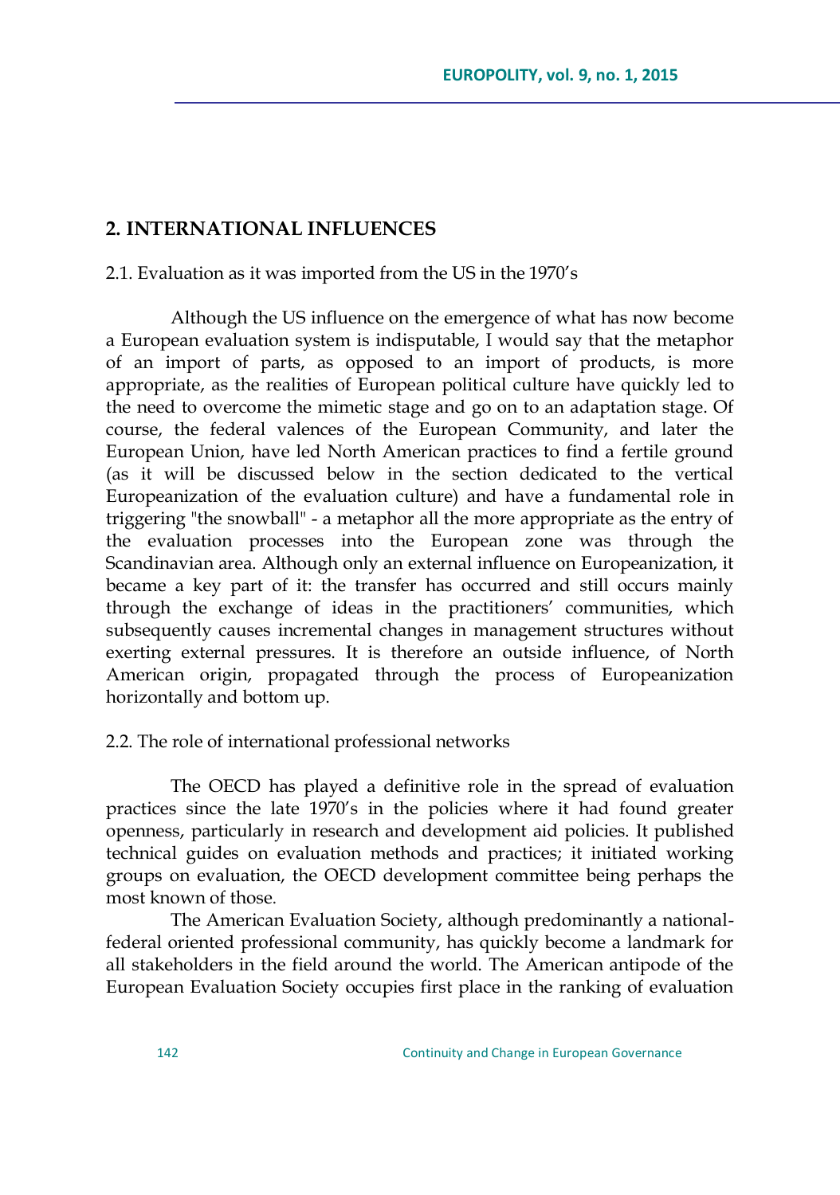## 2. INTERNATIONAL INFLUENCES

2.1. Evaluation as it was imported from the US in the 1970's

Although the US influence on the emergence of what has now become a European evaluation system is indisputable, I would say that the metaphor of an import of parts, as opposed to an import of products, is more appropriate, as the realities of European political culture have quickly led to the need to overcome the mimetic stage and go on to an adaptation stage. Of course, the federal valences of the European Community, and later the European Union, have led North American practices to find a fertile ground (as it will be discussed below in the section dedicated to the vertical Europeanization of the evaluation culture) and have a fundamental role in triggering "the snowball" - a metaphor all the more appropriate as the entry of the evaluation processes into the European zone was through the Scandinavian area. Although only an external influence on Europeanization, it became a key part of it: the transfer has occurred and still occurs mainly through the exchange of ideas in the practitioners' communities, which subsequently causes incremental changes in management structures without exerting external pressures. It is therefore an outside influence, of North American origin, propagated through the process of Europeanization horizontally and bottom up.

2.2. The role of international professional networks

The OECD has played a definitive role in the spread of evaluation practices since the late 1970's in the policies where it had found greater openness, particularly in research and development aid policies. It published technical guides on evaluation methods and practices; it initiated working groups on evaluation, the OECD development committee being perhaps the most known of those.

The American Evaluation Society, although predominantly a national-federal oriented professional community, has quickly become a landmark for all stakeholders in the field around the world. The American antipode of the European Evaluation Society occupies first place in the ranking of evaluation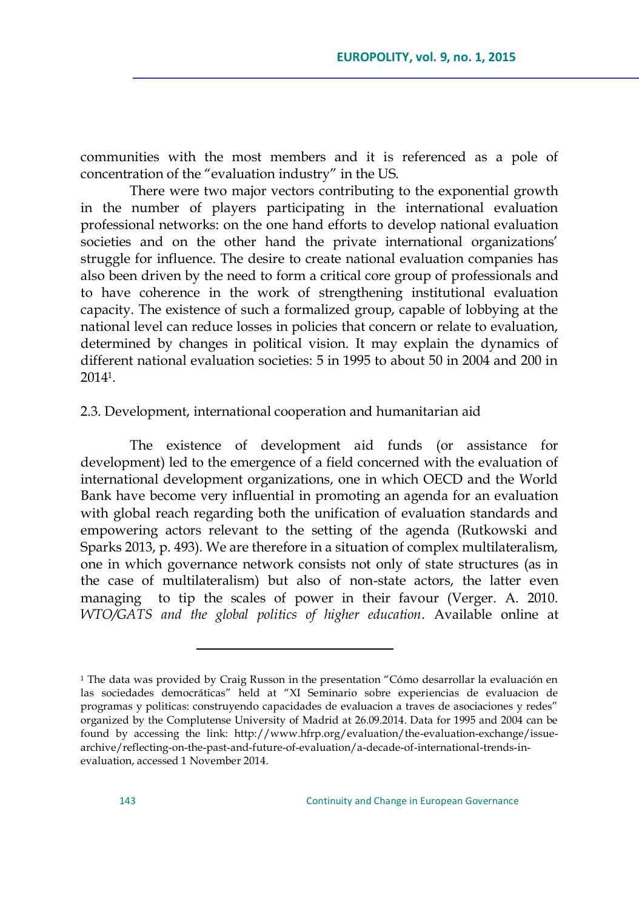communities with the most members and it is referenced as a pole of concentration of the "evaluation industry" in the US.

There were two major vectors contributing to the exponential growth in the number of players participating in the international evaluation professional networks: on the one hand efforts to develop national evaluation societies and on the other hand the private international organizations' struggle for influence. The desire to create national evaluation companies has also been driven by the need to form a critical core group of professionals and to have coherence in the work of strengthening institutional evaluation capacity. The existence of such a formalized group, capable of lobbying at the national level can reduce losses in policies that concern or relate to evaluation, determined by changes in political vision. It may explain the dynamics of different national evaluation societies: 5 in 1995 to about 50 in 2004 and 200 in 2014[1].

2.3. Development, international cooperation and humanitarian aid

The existence of development aid funds (or assistance for development) led to the emergence of a field concerned with the evaluation of international development organizations, one in which OECD and the World Bank have become very influential in promoting an agenda for an evaluation with global reach regarding both the unification of evaluation standards and empowering actors relevant to the setting of the agenda (Rutkowski and Sparks 2013, p. 493). We are therefore in a situation of complex multilateralism, one in which governance network consists not only of state structures (as in the case of multilateralism) but also of non-state actors, the latter even managing to tip the scales of power in their favour (Verger. A. 2010. *WTO/GATS and the global politics of higher education*. Available online at

---

[1] The data was provided by Craig Russon in the presentation "Cómo desarrollar la evaluación en las sociedades democráticas" held at "XI Seminario sobre experiencias de evaluacion de programas y politicas: construyendo capacidades de evaluacion a traves de asociaciones y redes" organized by the Complutense University of Madrid at 26.09.2014. Data for 1995 and 2004 can be found by accessing the link: http://www.hfrp.org/evaluation/the-evaluation-exchange/issue-archive/reflecting-on-the-past-and-future-of-evaluation/a-decade-of-international-trends-in-evaluation, accessed 1 November 2014.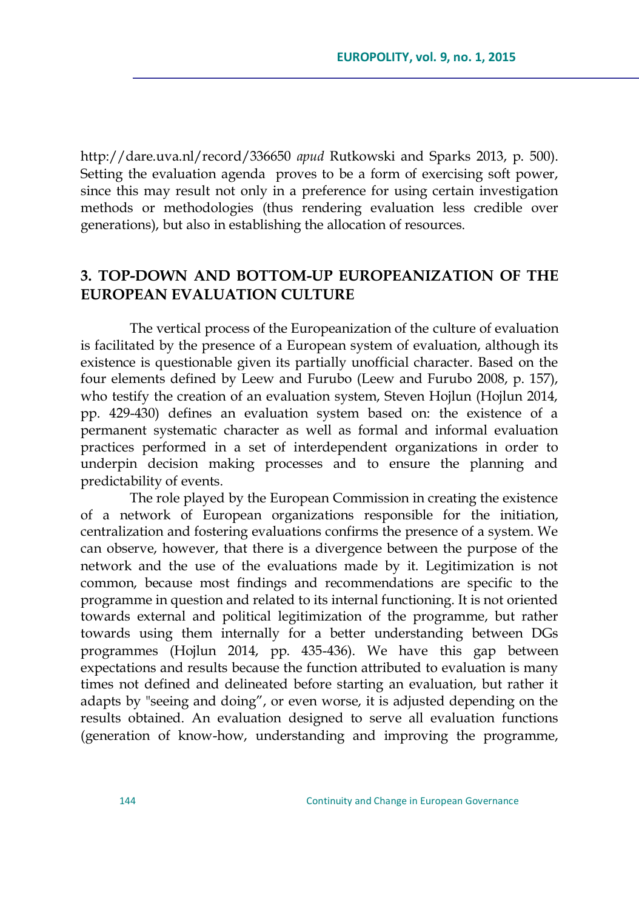http://dare.uva.nl/record/336650 *apud* Rutkowski and Sparks 2013, p. 500). Setting the evaluation agenda proves to be a form of exercising soft power, since this may result not only in a preference for using certain investigation methods or methodologies (thus rendering evaluation less credible over generations), but also in establishing the allocation of resources.

## 3. TOP-DOWN AND BOTTOM-UP EUROPEANIZATION OF THE EUROPEAN EVALUATION CULTURE

The vertical process of the Europeanization of the culture of evaluation is facilitated by the presence of a European system of evaluation, although its existence is questionable given its partially unofficial character. Based on the four elements defined by Leew and Furubo (Leew and Furubo 2008, p. 157), who testify the creation of an evaluation system, Steven Hojlun (Hojlun 2014, pp. 429-430) defines an evaluation system based on: the existence of a permanent systematic character as well as formal and informal evaluation practices performed in a set of interdependent organizations in order to underpin decision making processes and to ensure the planning and predictability of events.

The role played by the European Commission in creating the existence of a network of European organizations responsible for the initiation, centralization and fostering evaluations confirms the presence of a system. We can observe, however, that there is a divergence between the purpose of the network and the use of the evaluations made by it. Legitimization is not common, because most findings and recommendations are specific to the programme in question and related to its internal functioning. It is not oriented towards external and political legitimization of the programme, but rather towards using them internally for a better understanding between DGs programmes (Hojlun 2014, pp. 435-436). We have this gap between expectations and results because the function attributed to evaluation is many times not defined and delineated before starting an evaluation, but rather it adapts by "seeing and doing", or even worse, it is adjusted depending on the results obtained. An evaluation designed to serve all evaluation functions (generation of know-how, understanding and improving the programme,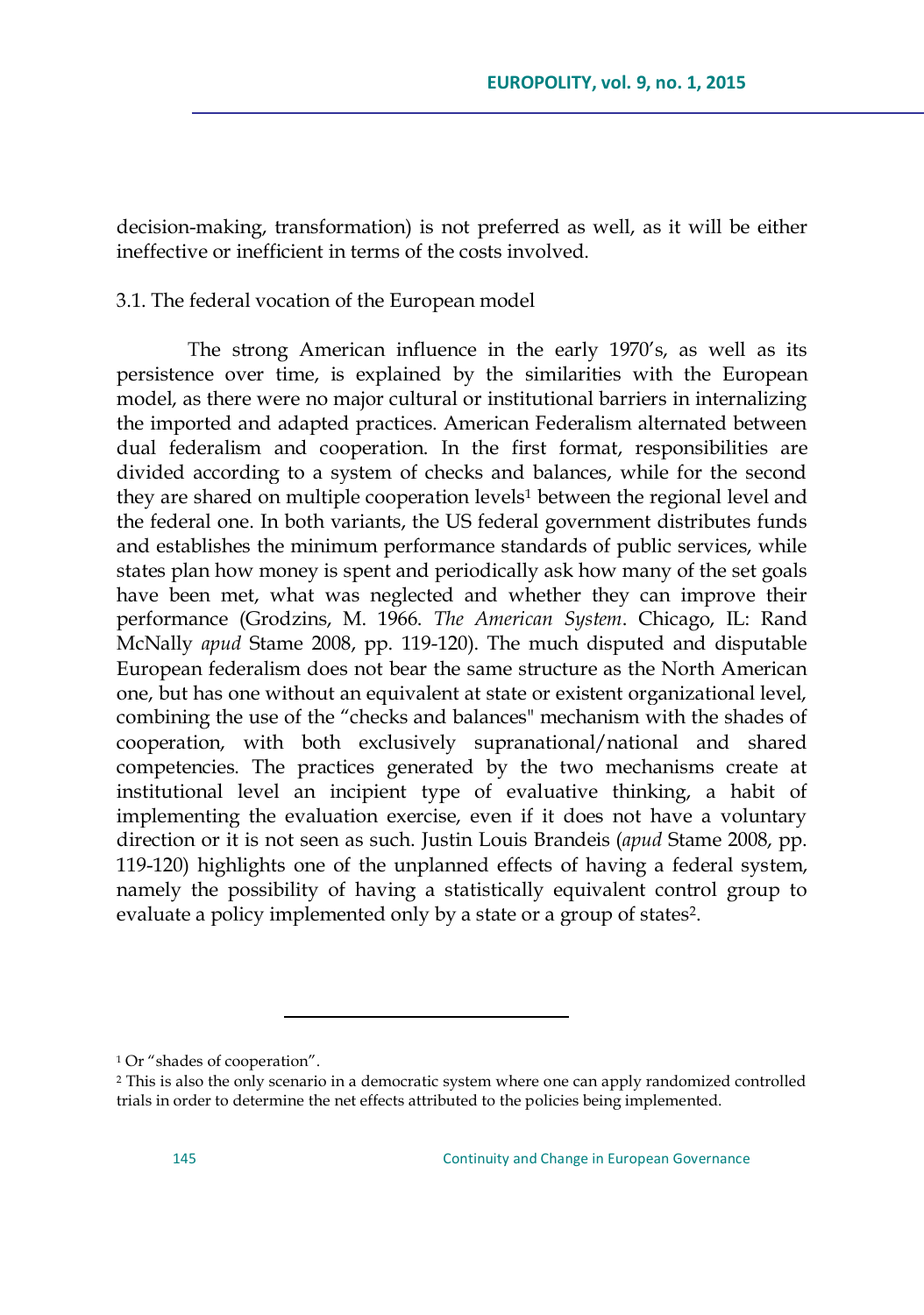decision-making, transformation) is not preferred as well, as it will be either ineffective or inefficient in terms of the costs involved.

### 3.1. The federal vocation of the European model

The strong American influence in the early 1970's, as well as its persistence over time, is explained by the similarities with the European model, as there were no major cultural or institutional barriers in internalizing the imported and adapted practices. American Federalism alternated between dual federalism and cooperation. In the first format, responsibilities are divided according to a system of checks and balances, while for the second they are shared on multiple cooperation levels[1] between the regional level and the federal one. In both variants, the US federal government distributes funds and establishes the minimum performance standards of public services, while states plan how money is spent and periodically ask how many of the set goals have been met, what was neglected and whether they can improve their performance (Grodzins, M. 1966. *The American System*. Chicago, IL: Rand McNally *apud* Stame 2008, pp. 119-120). The much disputed and disputable European federalism does not bear the same structure as the North American one, but has one without an equivalent at state or existent organizational level, combining the use of the "checks and balances" mechanism with the shades of cooperation, with both exclusively supranational/national and shared competencies. The practices generated by the two mechanisms create at institutional level an incipient type of evaluative thinking, a habit of implementing the evaluation exercise, even if it does not have a voluntary direction or it is not seen as such. Justin Louis Brandeis (*apud* Stame 2008, pp. 119-120) highlights one of the unplanned effects of having a federal system, namely the possibility of having a statistically equivalent control group to evaluate a policy implemented only by a state or a group of states[2].

---

[1] Or "shades of cooperation".

[2] This is also the only scenario in a democratic system where one can apply randomized controlled trials in order to determine the net effects attributed to the policies being implemented.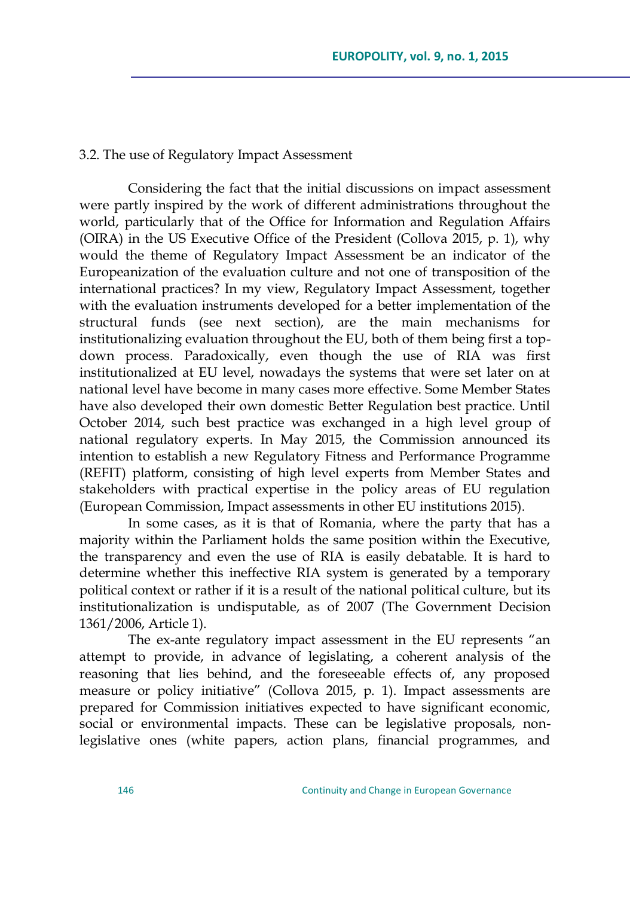### 3.2. The use of Regulatory Impact Assessment

Considering the fact that the initial discussions on impact assessment were partly inspired by the work of different administrations throughout the world, particularly that of the Office for Information and Regulation Affairs (OIRA) in the US Executive Office of the President (Collova 2015, p. 1), why would the theme of Regulatory Impact Assessment be an indicator of the Europeanization of the evaluation culture and not one of transposition of the international practices? In my view, Regulatory Impact Assessment, together with the evaluation instruments developed for a better implementation of the structural funds (see next section), are the main mechanisms for institutionalizing evaluation throughout the EU, both of them being first a top-down process. Paradoxically, even though the use of RIA was first institutionalized at EU level, nowadays the systems that were set later on at national level have become in many cases more effective. Some Member States have also developed their own domestic Better Regulation best practice. Until October 2014, such best practice was exchanged in a high level group of national regulatory experts. In May 2015, the Commission announced its intention to establish a new Regulatory Fitness and Performance Programme (REFIT) platform, consisting of high level experts from Member States and stakeholders with practical expertise in the policy areas of EU regulation (European Commission, Impact assessments in other EU institutions 2015).

In some cases, as it is that of Romania, where the party that has a majority within the Parliament holds the same position within the Executive, the transparency and even the use of RIA is easily debatable. It is hard to determine whether this ineffective RIA system is generated by a temporary political context or rather if it is a result of the national political culture, but its institutionalization is undisputable, as of 2007 (The Government Decision 1361/2006, Article 1).

The ex-ante regulatory impact assessment in the EU represents "an attempt to provide, in advance of legislating, a coherent analysis of the reasoning that lies behind, and the foreseeable effects of, any proposed measure or policy initiative" (Collova 2015, p. 1). Impact assessments are prepared for Commission initiatives expected to have significant economic, social or environmental impacts. These can be legislative proposals, non-legislative ones (white papers, action plans, financial programmes, and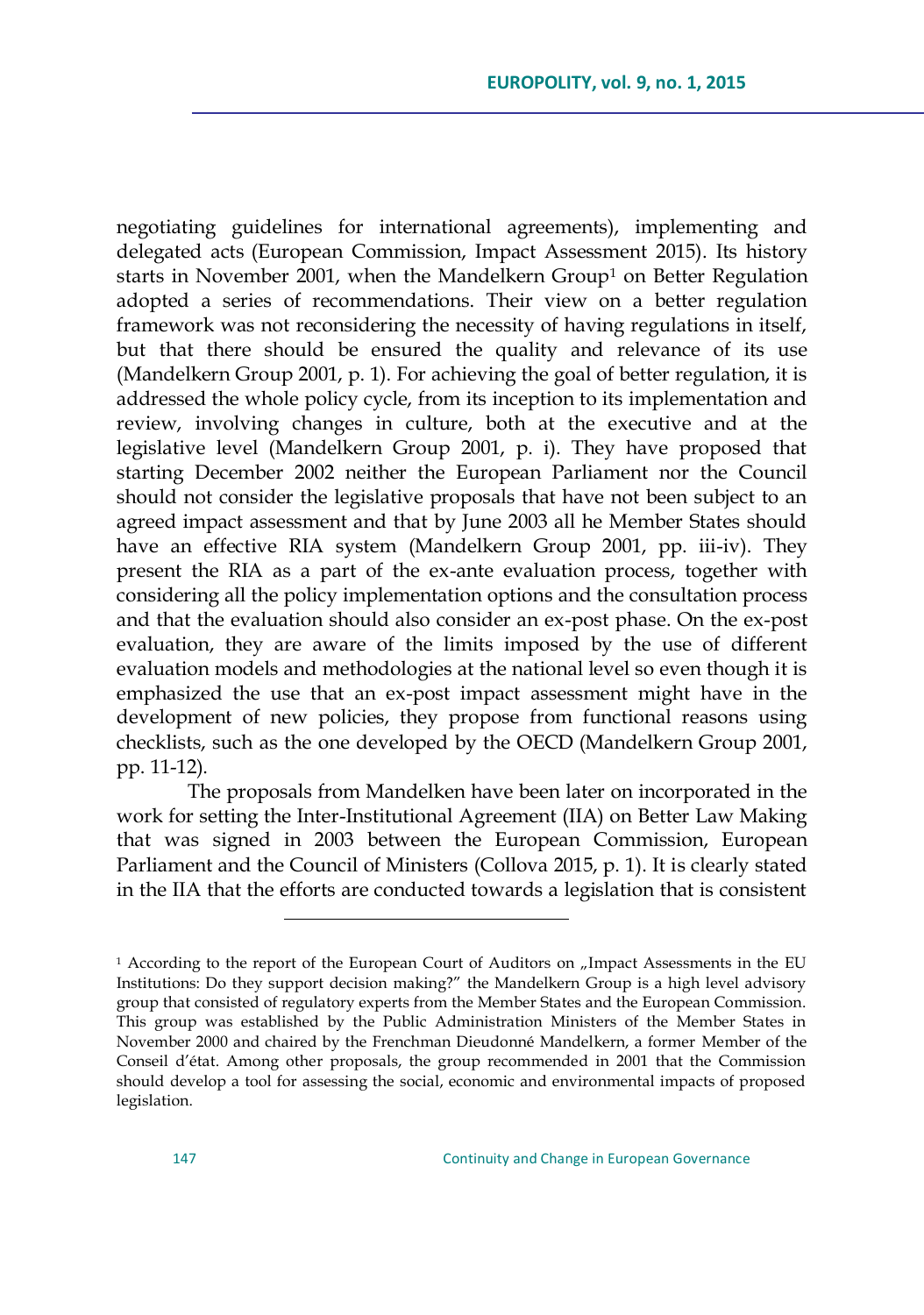negotiating guidelines for international agreements), implementing and delegated acts (European Commission, Impact Assessment 2015). Its history starts in November 2001, when the Mandelkern Group[1] on Better Regulation adopted a series of recommendations. Their view on a better regulation framework was not reconsidering the necessity of having regulations in itself, but that there should be ensured the quality and relevance of its use (Mandelkern Group 2001, p. 1). For achieving the goal of better regulation, it is addressed the whole policy cycle, from its inception to its implementation and review, involving changes in culture, both at the executive and at the legislative level (Mandelkern Group 2001, p. i). They have proposed that starting December 2002 neither the European Parliament nor the Council should not consider the legislative proposals that have not been subject to an agreed impact assessment and that by June 2003 all he Member States should have an effective RIA system (Mandelkern Group 2001, pp. iii-iv). They present the RIA as a part of the ex-ante evaluation process, together with considering all the policy implementation options and the consultation process and that the evaluation should also consider an ex-post phase. On the ex-post evaluation, they are aware of the limits imposed by the use of different evaluation models and methodologies at the national level so even though it is emphasized the use that an ex-post impact assessment might have in the development of new policies, they propose from functional reasons using checklists, such as the one developed by the OECD (Mandelkern Group 2001, pp. 11-12).

The proposals from Mandelken have been later on incorporated in the work for setting the Inter-Institutional Agreement (IIA) on Better Law Making that was signed in 2003 between the European Commission, European Parliament and the Council of Ministers (Collova 2015, p. 1). It is clearly stated in the IIA that the efforts are conducted towards a legislation that is consistent

---

[1] According to the report of the European Court of Auditors on „Impact Assessments in the EU Institutions: Do they support decision making?" the Mandelkern Group is a high level advisory group that consisted of regulatory experts from the Member States and the European Commission. This group was established by the Public Administration Ministers of the Member States in November 2000 and chaired by the Frenchman Dieudonné Mandelkern, a former Member of the Conseil d'état. Among other proposals, the group recommended in 2001 that the Commission should develop a tool for assessing the social, economic and environmental impacts of proposed legislation.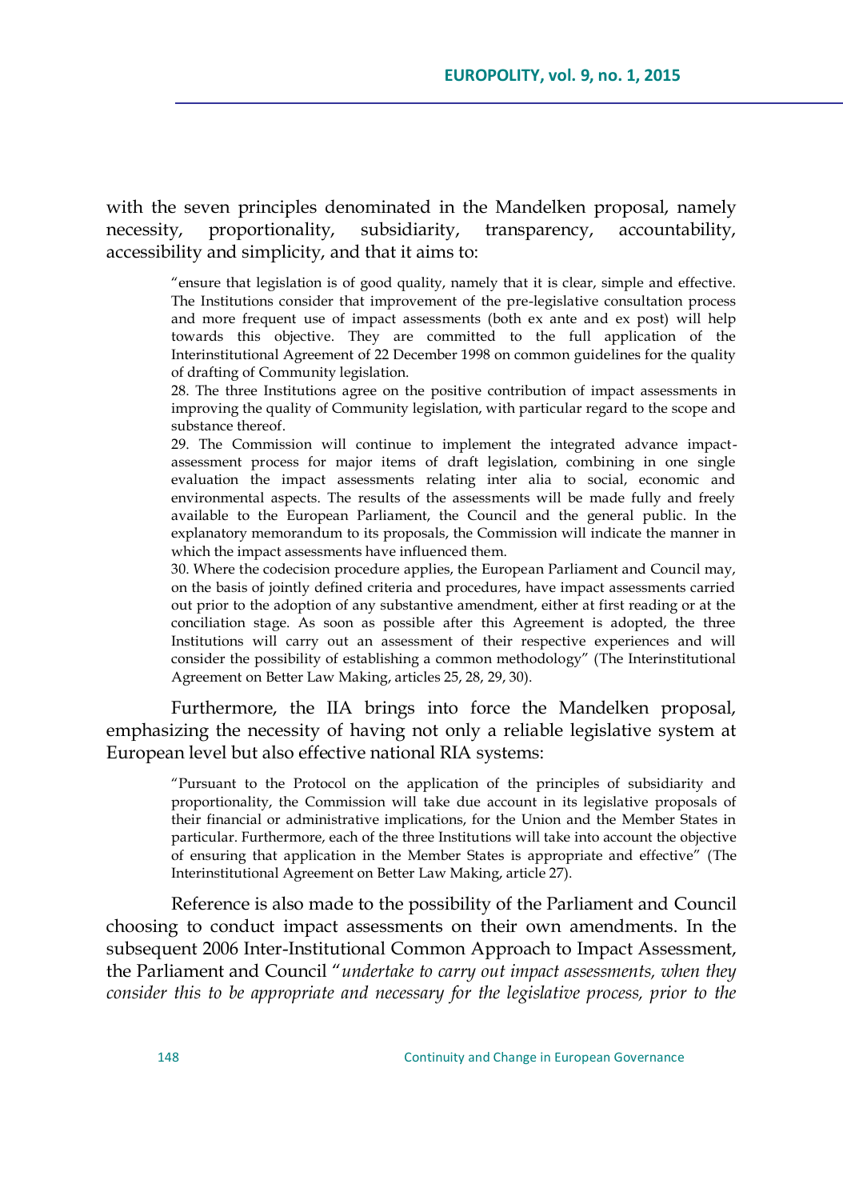with the seven principles denominated in the Mandelken proposal, namely necessity, proportionality, subsidiarity, transparency, accountability, accessibility and simplicity, and that it aims to:

> "ensure that legislation is of good quality, namely that it is clear, simple and effective. The Institutions consider that improvement of the pre-legislative consultation process and more frequent use of impact assessments (both ex ante and ex post) will help towards this objective. They are committed to the full application of the Interinstitutional Agreement of 22 December 1998 on common guidelines for the quality of drafting of Community legislation.
>
> 28. The three Institutions agree on the positive contribution of impact assessments in improving the quality of Community legislation, with particular regard to the scope and substance thereof.
>
> 29. The Commission will continue to implement the integrated advance impact-assessment process for major items of draft legislation, combining in one single evaluation the impact assessments relating inter alia to social, economic and environmental aspects. The results of the assessments will be made fully and freely available to the European Parliament, the Council and the general public. In the explanatory memorandum to its proposals, the Commission will indicate the manner in which the impact assessments have influenced them.
>
> 30. Where the codecision procedure applies, the European Parliament and Council may, on the basis of jointly defined criteria and procedures, have impact assessments carried out prior to the adoption of any substantive amendment, either at first reading or at the conciliation stage. As soon as possible after this Agreement is adopted, the three Institutions will carry out an assessment of their respective experiences and will consider the possibility of establishing a common methodology" (The Interinstitutional Agreement on Better Law Making, articles 25, 28, 29, 30).

Furthermore, the IIA brings into force the Mandelken proposal, emphasizing the necessity of having not only a reliable legislative system at European level but also effective national RIA systems:

> "Pursuant to the Protocol on the application of the principles of subsidiarity and proportionality, the Commission will take due account in its legislative proposals of their financial or administrative implications, for the Union and the Member States in particular. Furthermore, each of the three Institutions will take into account the objective of ensuring that application in the Member States is appropriate and effective" (The Interinstitutional Agreement on Better Law Making, article 27).

Reference is also made to the possibility of the Parliament and Council choosing to conduct impact assessments on their own amendments. In the subsequent 2006 Inter-Institutional Common Approach to Impact Assessment, the Parliament and Council "*undertake to carry out impact assessments, when they consider this to be appropriate and necessary for the legislative process, prior to the*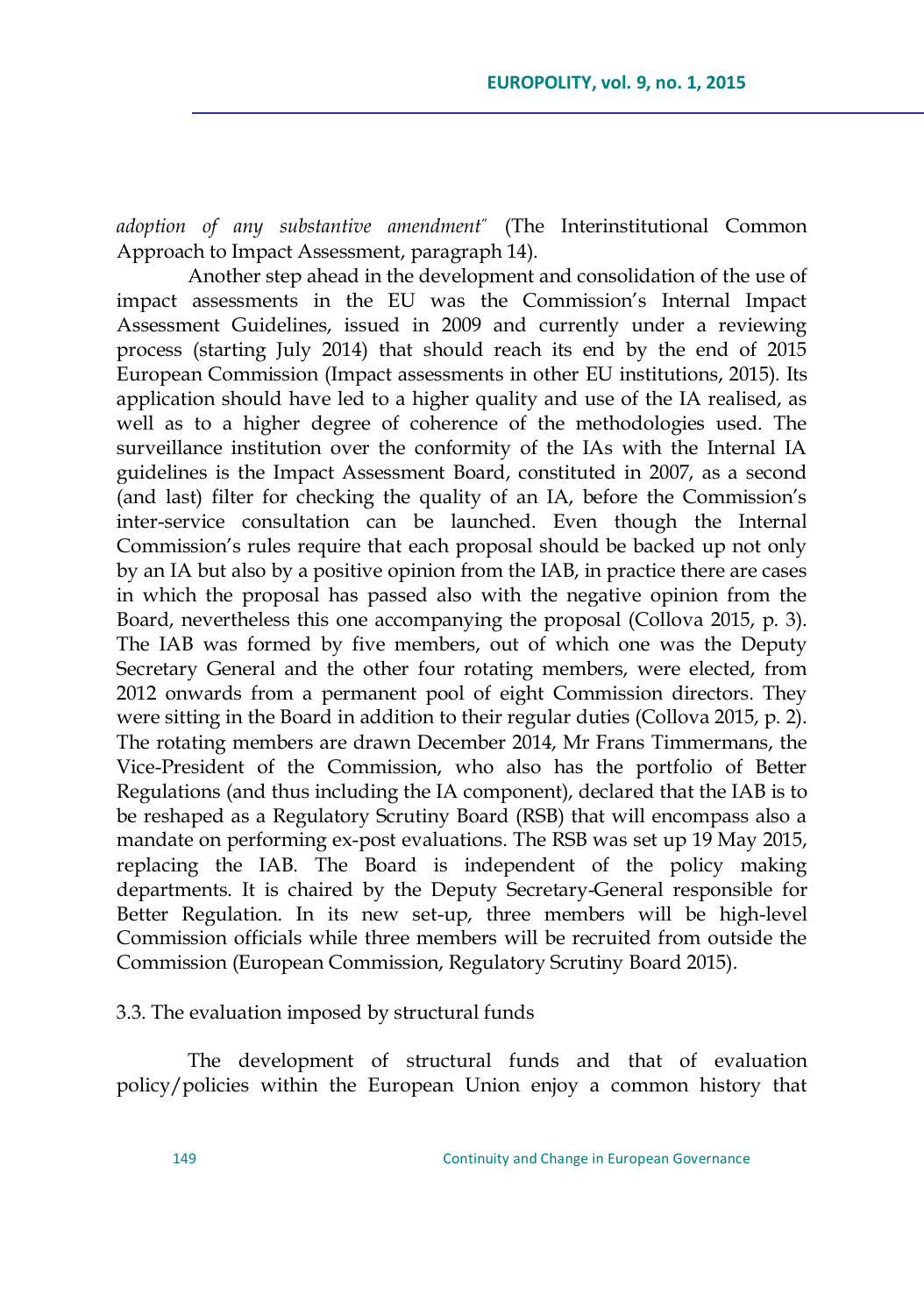*adoption of any substantive amendment"* (The Interinstitutional Common Approach to Impact Assessment, paragraph 14).

Another step ahead in the development and consolidation of the use of impact assessments in the EU was the Commission's Internal Impact Assessment Guidelines, issued in 2009 and currently under a reviewing process (starting July 2014) that should reach its end by the end of 2015 European Commission (Impact assessments in other EU institutions, 2015). Its application should have led to a higher quality and use of the IA realised, as well as to a higher degree of coherence of the methodologies used. The surveillance institution over the conformity of the IAs with the Internal IA guidelines is the Impact Assessment Board, constituted in 2007, as a second (and last) filter for checking the quality of an IA, before the Commission's inter-service consultation can be launched. Even though the Internal Commission's rules require that each proposal should be backed up not only by an IA but also by a positive opinion from the IAB, in practice there are cases in which the proposal has passed also with the negative opinion from the Board, nevertheless this one accompanying the proposal (Collova 2015, p. 3). The IAB was formed by five members, out of which one was the Deputy Secretary General and the other four rotating members, were elected, from 2012 onwards from a permanent pool of eight Commission directors. They were sitting in the Board in addition to their regular duties (Collova 2015, p. 2). The rotating members are drawn December 2014, Mr Frans Timmermans, the Vice-President of the Commission, who also has the portfolio of Better Regulations (and thus including the IA component), declared that the IAB is to be reshaped as a Regulatory Scrutiny Board (RSB) that will encompass also a mandate on performing ex-post evaluations. The RSB was set up 19 May 2015, replacing the IAB. The Board is independent of the policy making departments. It is chaired by the Deputy Secretary-General responsible for Better Regulation. In its new set-up, three members will be high-level Commission officials while three members will be recruited from outside the Commission (European Commission, Regulatory Scrutiny Board 2015).

### 3.3. The evaluation imposed by structural funds

The development of structural funds and that of evaluation policy/policies within the European Union enjoy a common history that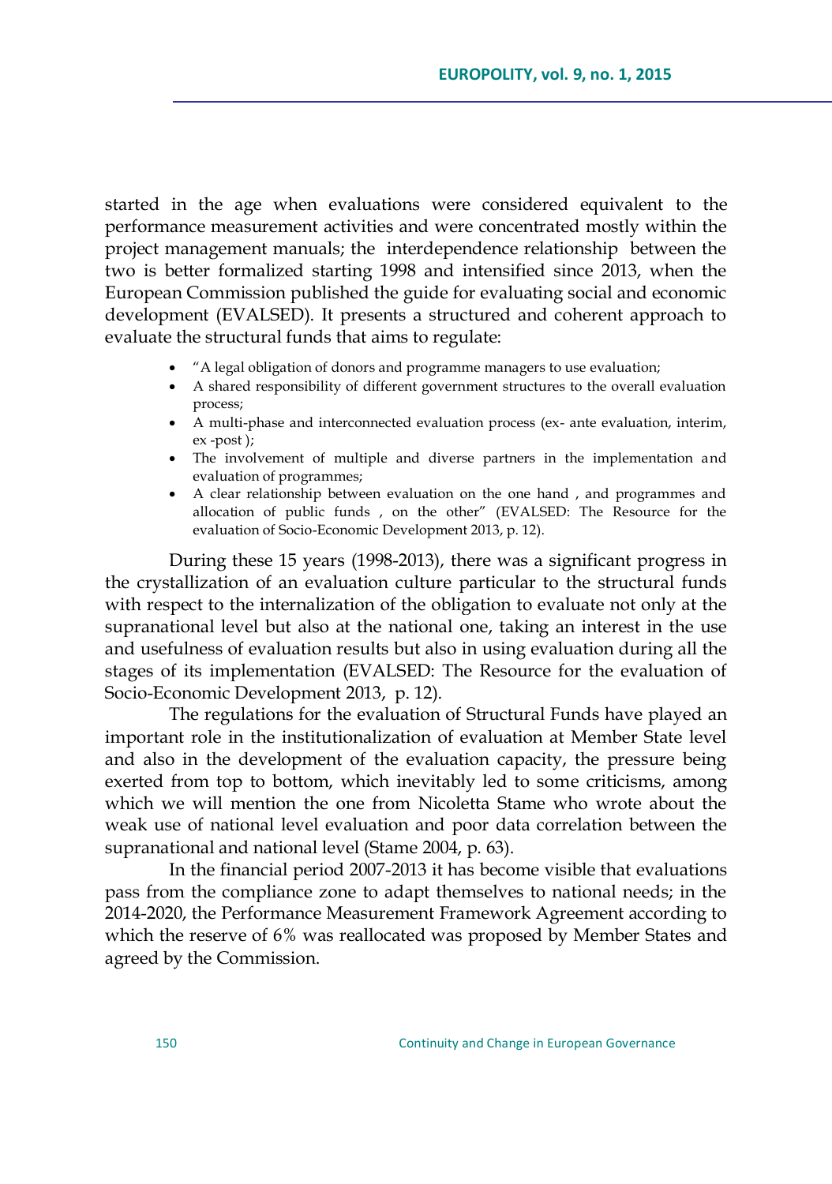started in the age when evaluations were considered equivalent to the performance measurement activities and were concentrated mostly within the project management manuals; the interdependence relationship between the two is better formalized starting 1998 and intensified since 2013, when the European Commission published the guide for evaluating social and economic development (EVALSED). It presents a structured and coherent approach to evaluate the structural funds that aims to regulate:

- "A legal obligation of donors and programme managers to use evaluation;
- A shared responsibility of different government structures to the overall evaluation process;
- A multi-phase and interconnected evaluation process (ex- ante evaluation, interim, ex -post );
- The involvement of multiple and diverse partners in the implementation and evaluation of programmes;
- A clear relationship between evaluation on the one hand , and programmes and allocation of public funds , on the other" (EVALSED: The Resource for the evaluation of Socio-Economic Development 2013, p. 12).

During these 15 years (1998-2013), there was a significant progress in the crystallization of an evaluation culture particular to the structural funds with respect to the internalization of the obligation to evaluate not only at the supranational level but also at the national one, taking an interest in the use and usefulness of evaluation results but also in using evaluation during all the stages of its implementation (EVALSED: The Resource for the evaluation of Socio-Economic Development 2013, p. 12).

The regulations for the evaluation of Structural Funds have played an important role in the institutionalization of evaluation at Member State level and also in the development of the evaluation capacity, the pressure being exerted from top to bottom, which inevitably led to some criticisms, among which we will mention the one from Nicoletta Stame who wrote about the weak use of national level evaluation and poor data correlation between the supranational and national level (Stame 2004, p. 63).

In the financial period 2007-2013 it has become visible that evaluations pass from the compliance zone to adapt themselves to national needs; in the 2014-2020, the Performance Measurement Framework Agreement according to which the reserve of 6% was reallocated was proposed by Member States and agreed by the Commission.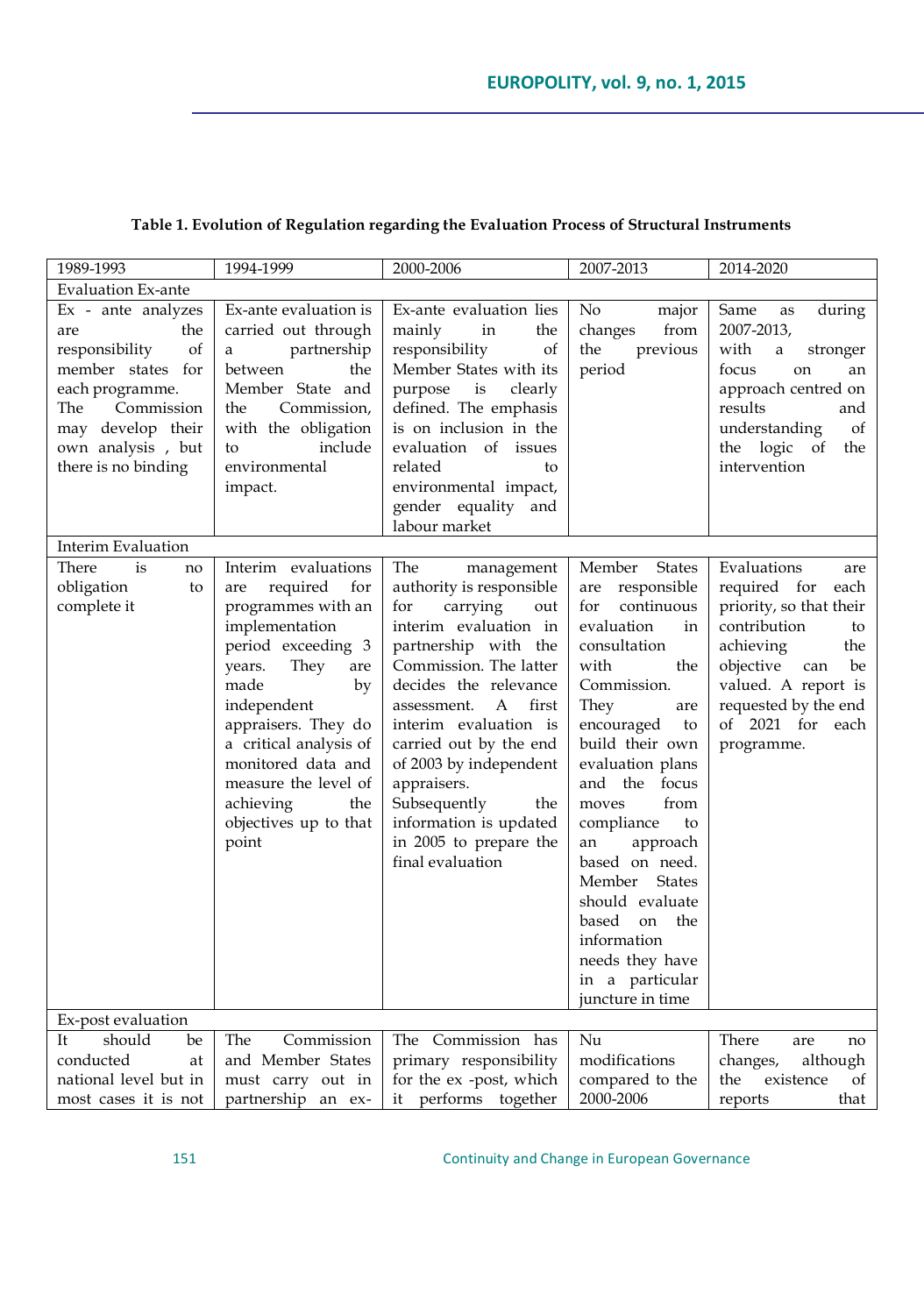**Table 1. Evolution of Regulation regarding the Evaluation Process of Structural Instruments**

| 1989-1993 | 1994-1999 | 2000-2006 | 2007-2013 | 2014-2020 |
|---|---|---|---|---|
| Evaluation Ex-ante | | | | |
| Ex - ante analyzes are the responsibility of member states for each programme. The Commission may develop their own analysis , but there is no binding | Ex-ante evaluation is carried out through a partnership between the Member State and the Commission, with the obligation to include environmental impact. | Ex-ante evaluation lies mainly in the responsibility of Member States with its purpose is clearly defined. The emphasis is on inclusion in the evaluation of issues related to environmental impact, gender equality and labour market | No major changes from the previous period | Same as during 2007-2013, with a stronger focus on an approach centred on results and understanding of the logic of the intervention |
| Interim Evaluation | | | | |
| There is no obligation to complete it | Interim evaluations are required for programmes with an implementation period exceeding 3 years. They are made by independent appraisers. They do a critical analysis of monitored data and measure the level of achieving the objectives up to that point | The management authority is responsible for carrying out interim evaluation in partnership with the Commission. The latter decides the relevance assessment. A first interim evaluation is carried out by the end of 2003 by independent appraisers. Subsequently the information is updated in 2005 to prepare the final evaluation | Member States are responsible for continuous evaluation in consultation with the Commission. They are encouraged to build their own evaluation plans and the focus moves from compliance to an approach based on need. Member States should evaluate based on the information needs they have in a particular juncture in time | Evaluations are required for each priority, so that their contribution to achieving the objective can be valued. A report is requested by the end of 2021 for each programme. |
| Ex-post evaluation | | | | |
| It should be conducted at national level but in most cases it is not | The Commission and Member States must carry out in partnership an ex- | The Commission has primary responsibility for the ex -post, which it performs together | Nu modifications compared to the 2000-2006 | There are no changes, although the existence of reports that |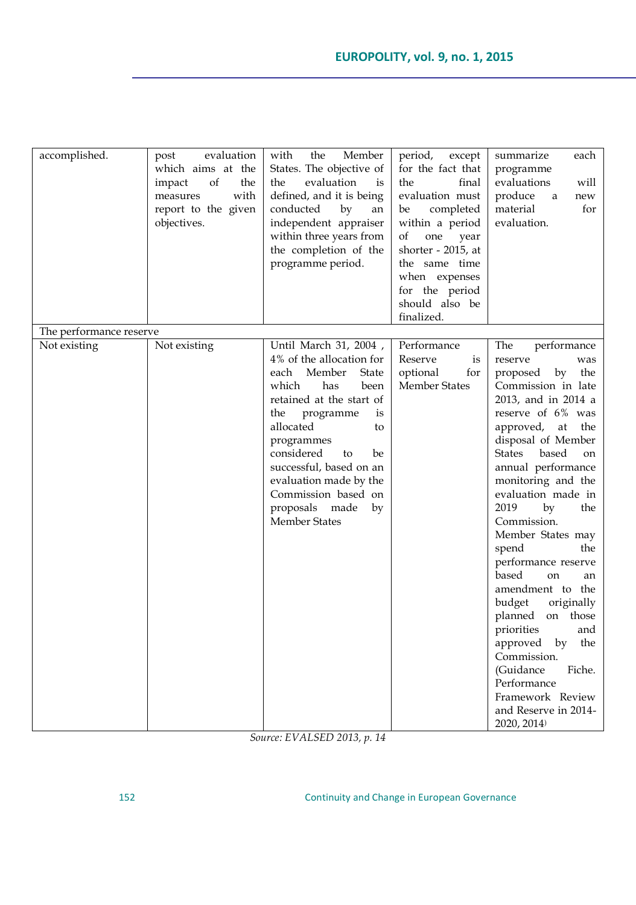| | | | | |
|---|---|---|---|---|
| accomplished. | post evaluation which aims at the impact of the measures with report to the given objectives. | with the Member States. The objective of the evaluation is defined, and it is being conducted by an independent appraiser within three years from the completion of the programme period. | period, except for the fact that the final evaluation must be completed within a period of one year shorter - 2015, at the same time when expenses for the period should also be finalized. | summarize each programme evaluations will produce a new material for evaluation. |
| The performance reserve | | | | |
| Not existing | Not existing | Until March 31, 2004 , 4% of the allocation for each Member State which has been retained at the start of the programme is allocated to programmes considered to be successful, based on an evaluation made by the Commission based on proposals made by Member States | Performance Reserve is optional for Member States | The performance reserve was proposed by the Commission in late 2013, and in 2014 a reserve of 6% was approved, at the disposal of Member States based on annual performance monitoring and the evaluation made in 2019 by the Commission. Member States may spend the performance reserve based on an amendment to the budget originally planned on those priorities and approved by the Commission. (Guidance Fiche. Performance Framework Review and Reserve in 2014-2020, 2014) |

*Source: EVALSED 2013, p. 14*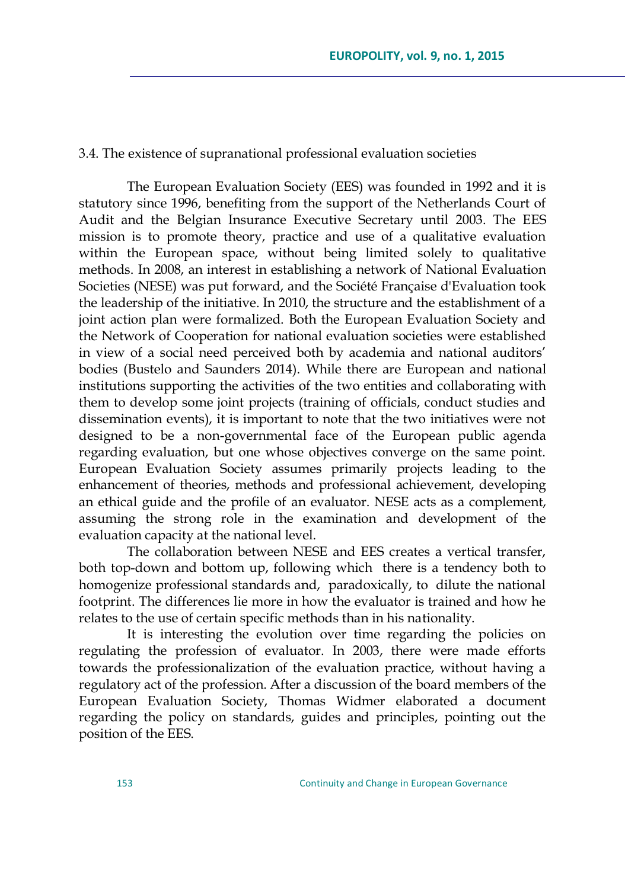### 3.4. The existence of supranational professional evaluation societies

The European Evaluation Society (EES) was founded in 1992 and it is statutory since 1996, benefiting from the support of the Netherlands Court of Audit and the Belgian Insurance Executive Secretary until 2003. The EES mission is to promote theory, practice and use of a qualitative evaluation within the European space, without being limited solely to qualitative methods. In 2008, an interest in establishing a network of National Evaluation Societies (NESE) was put forward, and the Société Française d'Evaluation took the leadership of the initiative. In 2010, the structure and the establishment of a joint action plan were formalized. Both the European Evaluation Society and the Network of Cooperation for national evaluation societies were established in view of a social need perceived both by academia and national auditors' bodies (Bustelo and Saunders 2014). While there are European and national institutions supporting the activities of the two entities and collaborating with them to develop some joint projects (training of officials, conduct studies and dissemination events), it is important to note that the two initiatives were not designed to be a non-governmental face of the European public agenda regarding evaluation, but one whose objectives converge on the same point. European Evaluation Society assumes primarily projects leading to the enhancement of theories, methods and professional achievement, developing an ethical guide and the profile of an evaluator. NESE acts as a complement, assuming the strong role in the examination and development of the evaluation capacity at the national level.

The collaboration between NESE and EES creates a vertical transfer, both top-down and bottom up, following which there is a tendency both to homogenize professional standards and, paradoxically, to dilute the national footprint. The differences lie more in how the evaluator is trained and how he relates to the use of certain specific methods than in his nationality.

It is interesting the evolution over time regarding the policies on regulating the profession of evaluator. In 2003, there were made efforts towards the professionalization of the evaluation practice, without having a regulatory act of the profession. After a discussion of the board members of the European Evaluation Society, Thomas Widmer elaborated a document regarding the policy on standards, guides and principles, pointing out the position of the EES.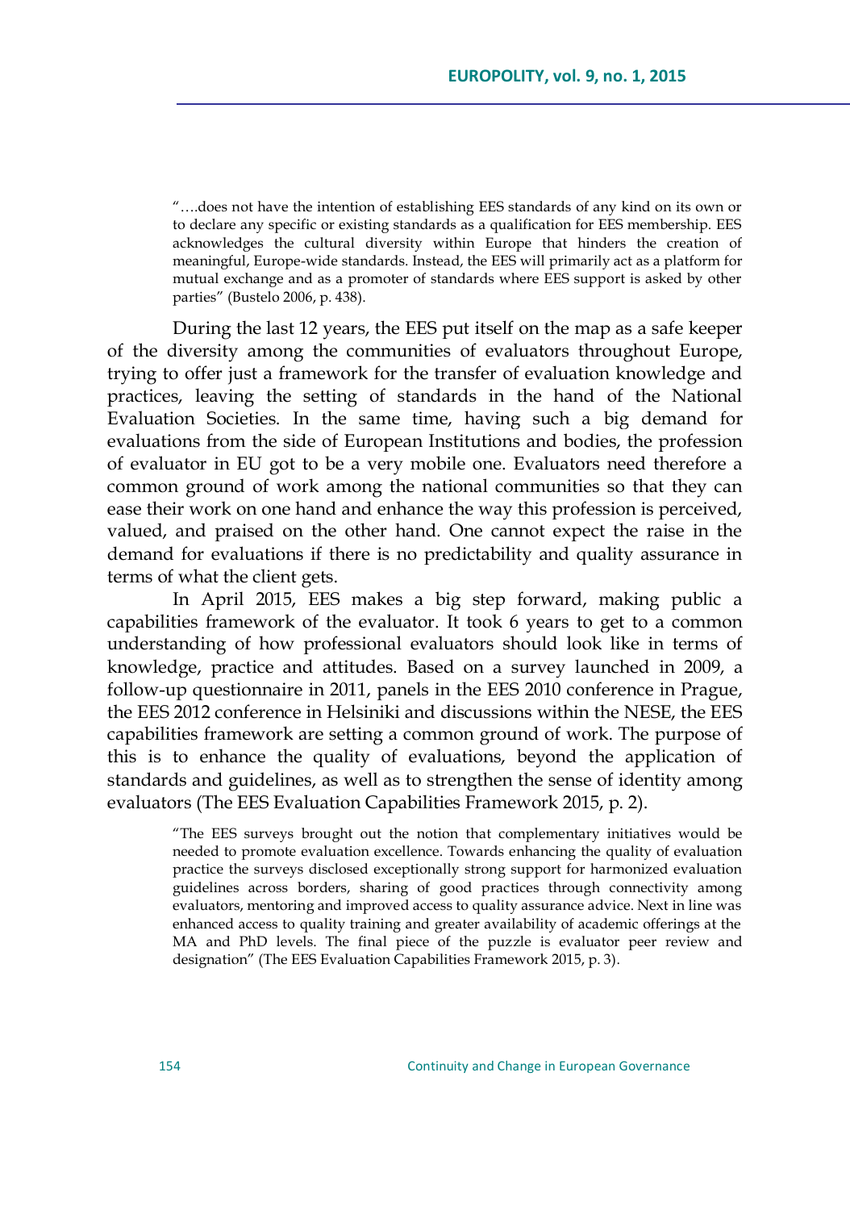> "….does not have the intention of establishing EES standards of any kind on its own or to declare any specific or existing standards as a qualification for EES membership. EES acknowledges the cultural diversity within Europe that hinders the creation of meaningful, Europe-wide standards. Instead, the EES will primarily act as a platform for mutual exchange and as a promoter of standards where EES support is asked by other parties" (Bustelo 2006, p. 438).

During the last 12 years, the EES put itself on the map as a safe keeper of the diversity among the communities of evaluators throughout Europe, trying to offer just a framework for the transfer of evaluation knowledge and practices, leaving the setting of standards in the hand of the National Evaluation Societies. In the same time, having such a big demand for evaluations from the side of European Institutions and bodies, the profession of evaluator in EU got to be a very mobile one. Evaluators need therefore a common ground of work among the national communities so that they can ease their work on one hand and enhance the way this profession is perceived, valued, and praised on the other hand. One cannot expect the raise in the demand for evaluations if there is no predictability and quality assurance in terms of what the client gets.

In April 2015, EES makes a big step forward, making public a capabilities framework of the evaluator. It took 6 years to get to a common understanding of how professional evaluators should look like in terms of knowledge, practice and attitudes. Based on a survey launched in 2009, a follow-up questionnaire in 2011, panels in the EES 2010 conference in Prague, the EES 2012 conference in Helsiniki and discussions within the NESE, the EES capabilities framework are setting a common ground of work. The purpose of this is to enhance the quality of evaluations, beyond the application of standards and guidelines, as well as to strengthen the sense of identity among evaluators (The EES Evaluation Capabilities Framework 2015, p. 2).

> "The EES surveys brought out the notion that complementary initiatives would be needed to promote evaluation excellence. Towards enhancing the quality of evaluation practice the surveys disclosed exceptionally strong support for harmonized evaluation guidelines across borders, sharing of good practices through connectivity among evaluators, mentoring and improved access to quality assurance advice. Next in line was enhanced access to quality training and greater availability of academic offerings at the MA and PhD levels. The final piece of the puzzle is evaluator peer review and designation" (The EES Evaluation Capabilities Framework 2015, p. 3).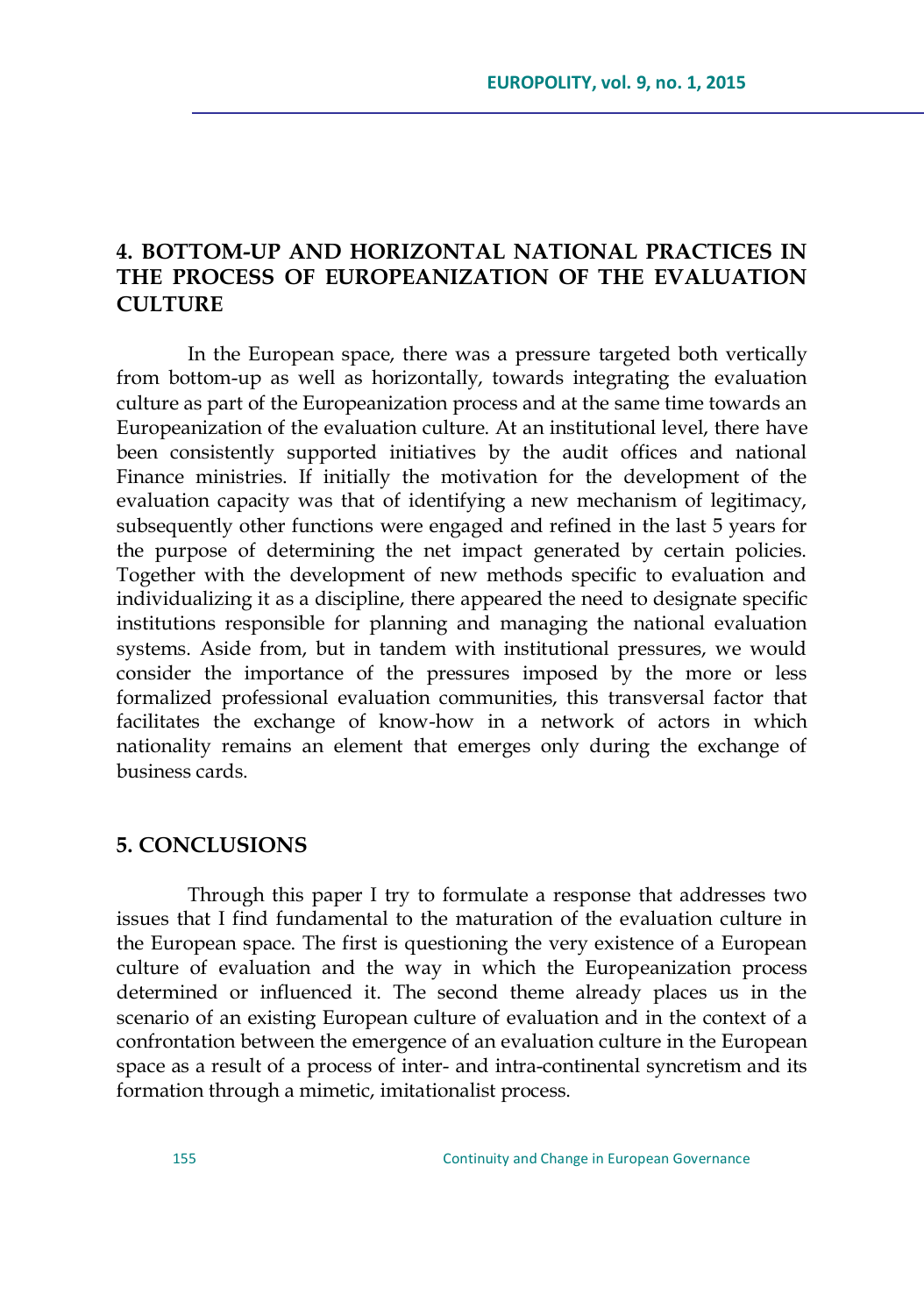## 4. BOTTOM-UP AND HORIZONTAL NATIONAL PRACTICES IN THE PROCESS OF EUROPEANIZATION OF THE EVALUATION CULTURE

In the European space, there was a pressure targeted both vertically from bottom-up as well as horizontally, towards integrating the evaluation culture as part of the Europeanization process and at the same time towards an Europeanization of the evaluation culture. At an institutional level, there have been consistently supported initiatives by the audit offices and national Finance ministries. If initially the motivation for the development of the evaluation capacity was that of identifying a new mechanism of legitimacy, subsequently other functions were engaged and refined in the last 5 years for the purpose of determining the net impact generated by certain policies. Together with the development of new methods specific to evaluation and individualizing it as a discipline, there appeared the need to designate specific institutions responsible for planning and managing the national evaluation systems. Aside from, but in tandem with institutional pressures, we would consider the importance of the pressures imposed by the more or less formalized professional evaluation communities, this transversal factor that facilitates the exchange of know-how in a network of actors in which nationality remains an element that emerges only during the exchange of business cards.

## 5. CONCLUSIONS

Through this paper I try to formulate a response that addresses two issues that I find fundamental to the maturation of the evaluation culture in the European space. The first is questioning the very existence of a European culture of evaluation and the way in which the Europeanization process determined or influenced it. The second theme already places us in the scenario of an existing European culture of evaluation and in the context of a confrontation between the emergence of an evaluation culture in the European space as a result of a process of inter- and intra-continental syncretism and its formation through a mimetic, imitationalist process.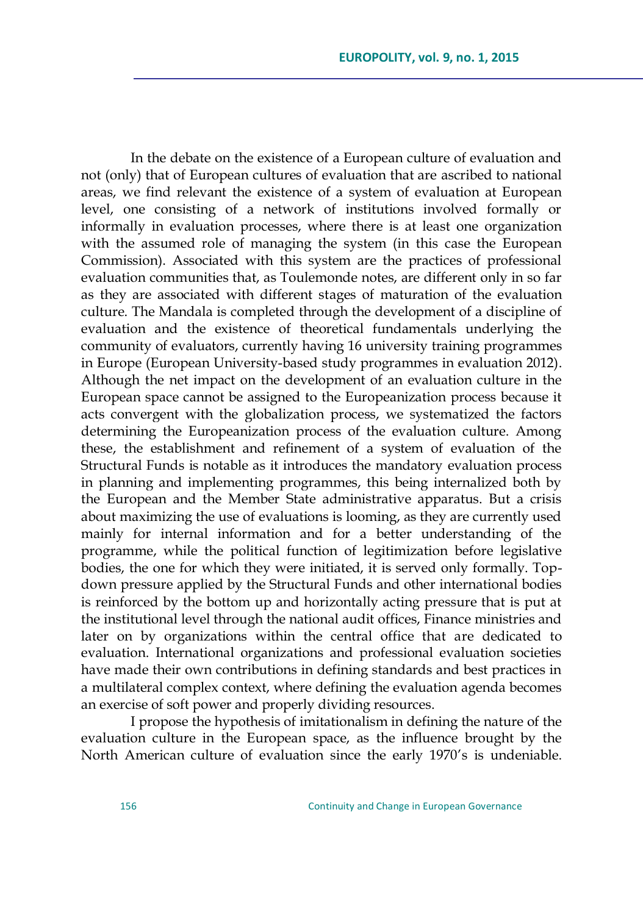In the debate on the existence of a European culture of evaluation and not (only) that of European cultures of evaluation that are ascribed to national areas, we find relevant the existence of a system of evaluation at European level, one consisting of a network of institutions involved formally or informally in evaluation processes, where there is at least one organization with the assumed role of managing the system (in this case the European Commission). Associated with this system are the practices of professional evaluation communities that, as Toulemonde notes, are different only in so far as they are associated with different stages of maturation of the evaluation culture. The Mandala is completed through the development of a discipline of evaluation and the existence of theoretical fundamentals underlying the community of evaluators, currently having 16 university training programmes in Europe (European University-based study programmes in evaluation 2012). Although the net impact on the development of an evaluation culture in the European space cannot be assigned to the Europeanization process because it acts convergent with the globalization process, we systematized the factors determining the Europeanization process of the evaluation culture. Among these, the establishment and refinement of a system of evaluation of the Structural Funds is notable as it introduces the mandatory evaluation process in planning and implementing programmes, this being internalized both by the European and the Member State administrative apparatus. But a crisis about maximizing the use of evaluations is looming, as they are currently used mainly for internal information and for a better understanding of the programme, while the political function of legitimization before legislative bodies, the one for which they were initiated, it is served only formally. Top-down pressure applied by the Structural Funds and other international bodies is reinforced by the bottom up and horizontally acting pressure that is put at the institutional level through the national audit offices, Finance ministries and later on by organizations within the central office that are dedicated to evaluation. International organizations and professional evaluation societies have made their own contributions in defining standards and best practices in a multilateral complex context, where defining the evaluation agenda becomes an exercise of soft power and properly dividing resources.

I propose the hypothesis of imitationalism in defining the nature of the evaluation culture in the European space, as the influence brought by the North American culture of evaluation since the early 1970's is undeniable.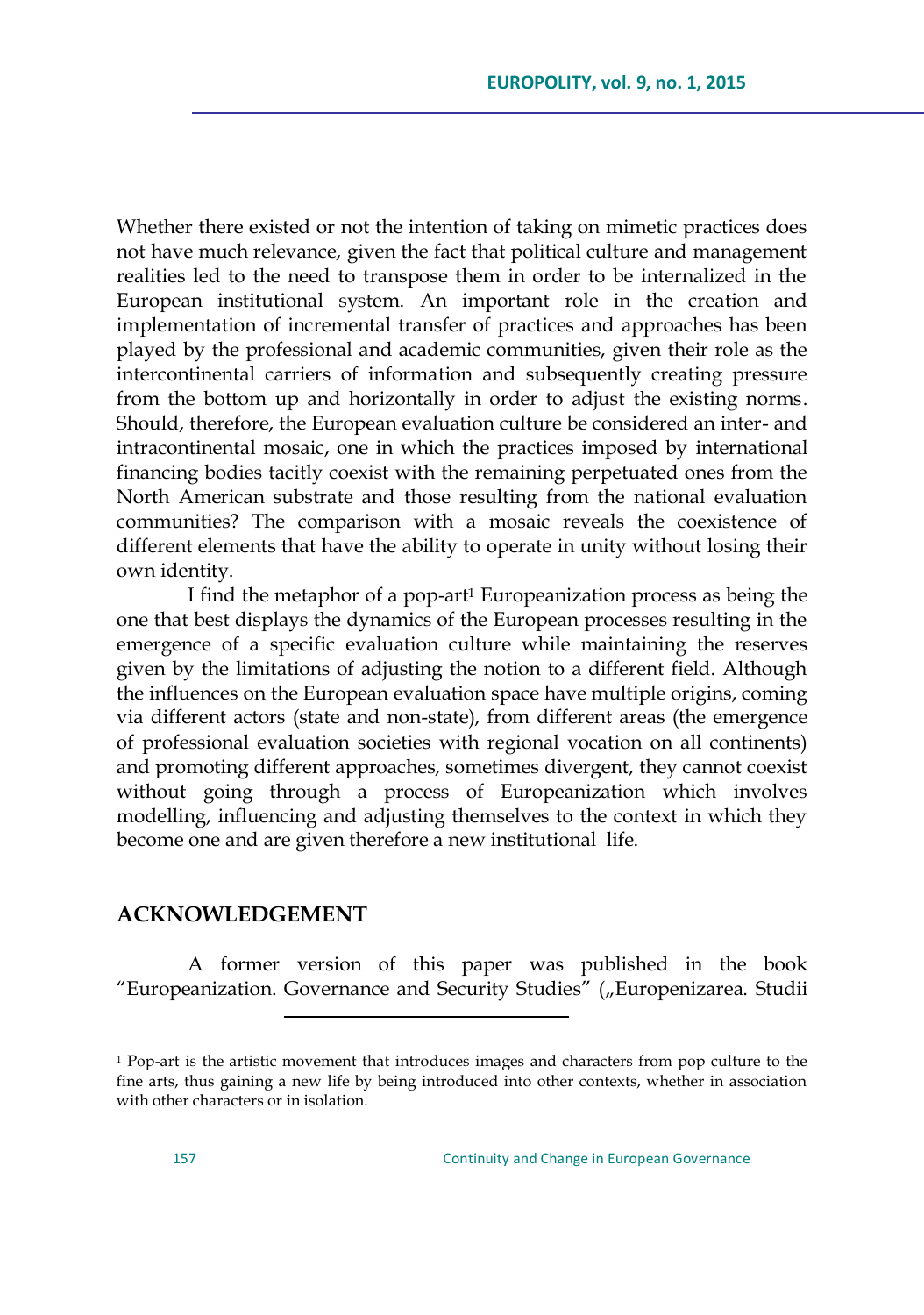Whether there existed or not the intention of taking on mimetic practices does not have much relevance, given the fact that political culture and management realities led to the need to transpose them in order to be internalized in the European institutional system. An important role in the creation and implementation of incremental transfer of practices and approaches has been played by the professional and academic communities, given their role as the intercontinental carriers of information and subsequently creating pressure from the bottom up and horizontally in order to adjust the existing norms. Should, therefore, the European evaluation culture be considered an inter- and intracontinental mosaic, one in which the practices imposed by international financing bodies tacitly coexist with the remaining perpetuated ones from the North American substrate and those resulting from the national evaluation communities? The comparison with a mosaic reveals the coexistence of different elements that have the ability to operate in unity without losing their own identity.

I find the metaphor of a pop-art[1] Europeanization process as being the one that best displays the dynamics of the European processes resulting in the emergence of a specific evaluation culture while maintaining the reserves given by the limitations of adjusting the notion to a different field. Although the influences on the European evaluation space have multiple origins, coming via different actors (state and non-state), from different areas (the emergence of professional evaluation societies with regional vocation on all continents) and promoting different approaches, sometimes divergent, they cannot coexist without going through a process of Europeanization which involves modelling, influencing and adjusting themselves to the context in which they become one and are given therefore a new institutional life.

## ACKNOWLEDGEMENT

A former version of this paper was published in the book "Europeanization. Governance and Security Studies" („Europenizarea. Studii

[1] Pop-art is the artistic movement that introduces images and characters from pop culture to the fine arts, thus gaining a new life by being introduced into other contexts, whether in association with other characters or in isolation.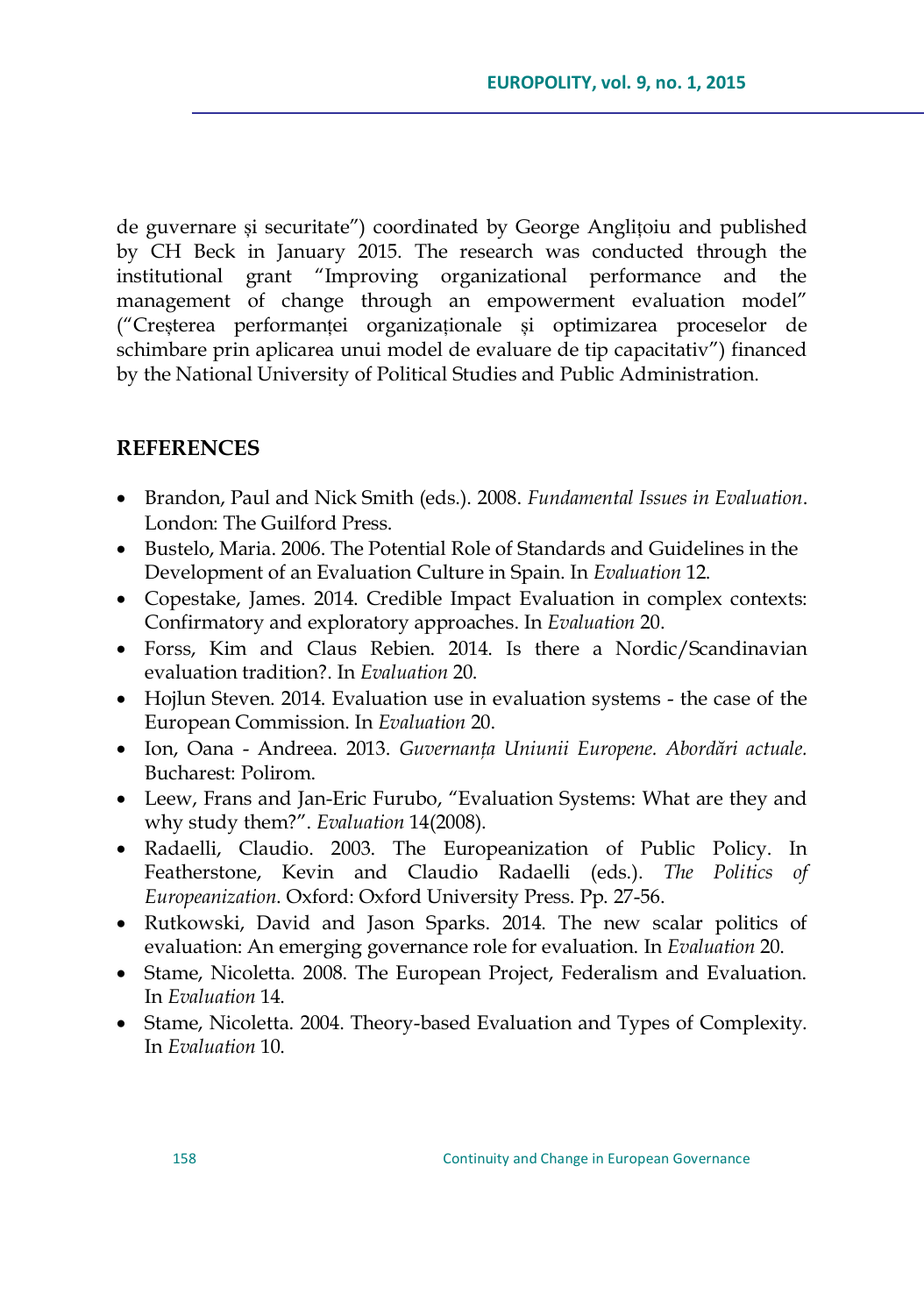de guvernare și securitate") coordinated by George Anglițoiu and published by CH Beck in January 2015. The research was conducted through the institutional grant "Improving organizational performance and the management of change through an empowerment evaluation model" ("Creșterea performanței organizaționale și optimizarea proceselor de schimbare prin aplicarea unui model de evaluare de tip capacitativ") financed by the National University of Political Studies and Public Administration.

## REFERENCES

- Brandon, Paul and Nick Smith (eds.). 2008. *Fundamental Issues in Evaluation*. London: The Guilford Press.
- Bustelo, Maria. 2006. The Potential Role of Standards and Guidelines in the Development of an Evaluation Culture in Spain. In *Evaluation* 12.
- Copestake, James. 2014. Credible Impact Evaluation in complex contexts: Confirmatory and exploratory approaches. In *Evaluation* 20.
- Forss, Kim and Claus Rebien. 2014. Is there a Nordic/Scandinavian evaluation tradition?. In *Evaluation* 20.
- Hojlun Steven. 2014. Evaluation use in evaluation systems - the case of the European Commission. In *Evaluation* 20.
- Ion, Oana - Andreea. 2013. *Guvernanța Uniunii Europene. Abordări actuale.* Bucharest: Polirom.
- Leew, Frans and Jan-Eric Furubo, "Evaluation Systems: What are they and why study them?". *Evaluation* 14(2008).
- Radaelli, Claudio. 2003. The Europeanization of Public Policy. In Featherstone, Kevin and Claudio Radaelli (eds.). *The Politics of Europeanization*. Oxford: Oxford University Press. Pp. 27-56.
- Rutkowski, David and Jason Sparks. 2014. The new scalar politics of evaluation: An emerging governance role for evaluation. In *Evaluation* 20.
- Stame, Nicoletta. 2008. The European Project, Federalism and Evaluation. In *Evaluation* 14.
- Stame, Nicoletta. 2004. Theory-based Evaluation and Types of Complexity. In *Evaluation* 10.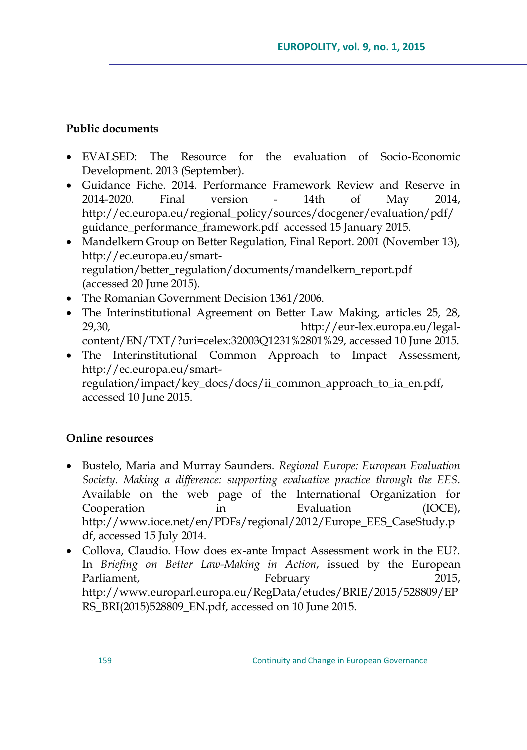**Public documents**

- EVALSED: The Resource for the evaluation of Socio-Economic Development. 2013 (September).
- Guidance Fiche. 2014. Performance Framework Review and Reserve in 2014-2020. Final version - 14th of May 2014, http://ec.europa.eu/regional_policy/sources/docgener/evaluation/pdf/guidance_performance_framework.pdf accessed 15 January 2015.
- Mandelkern Group on Better Regulation, Final Report. 2001 (November 13), http://ec.europa.eu/smart-regulation/better_regulation/documents/mandelkern_report.pdf (accessed 20 June 2015).
- The Romanian Government Decision 1361/2006.
- The Interinstitutional Agreement on Better Law Making, articles 25, 28, 29,30, http://eur-lex.europa.eu/legal-content/EN/TXT/?uri=celex:32003Q1231%2801%29, accessed 10 June 2015.
- The Interinstitutional Common Approach to Impact Assessment, http://ec.europa.eu/smart-regulation/impact/key_docs/docs/ii_common_approach_to_ia_en.pdf, accessed 10 June 2015.

**Online resources**

- Bustelo, Maria and Murray Saunders. *Regional Europe: European Evaluation Society. Making a difference: supporting evaluative practice through the EES*. Available on the web page of the International Organization for Cooperation in Evaluation (IOCE), http://www.ioce.net/en/PDFs/regional/2012/Europe_EES_CaseStudy.pdf, accessed 15 July 2014.
- Collova, Claudio. How does ex-ante Impact Assessment work in the EU?. In *Briefing on Better Law-Making in Action*, issued by the European Parliament, February 2015, http://www.europarl.europa.eu/RegData/etudes/BRIE/2015/528809/EPRS_BRI(2015)528809_EN.pdf, accessed on 10 June 2015.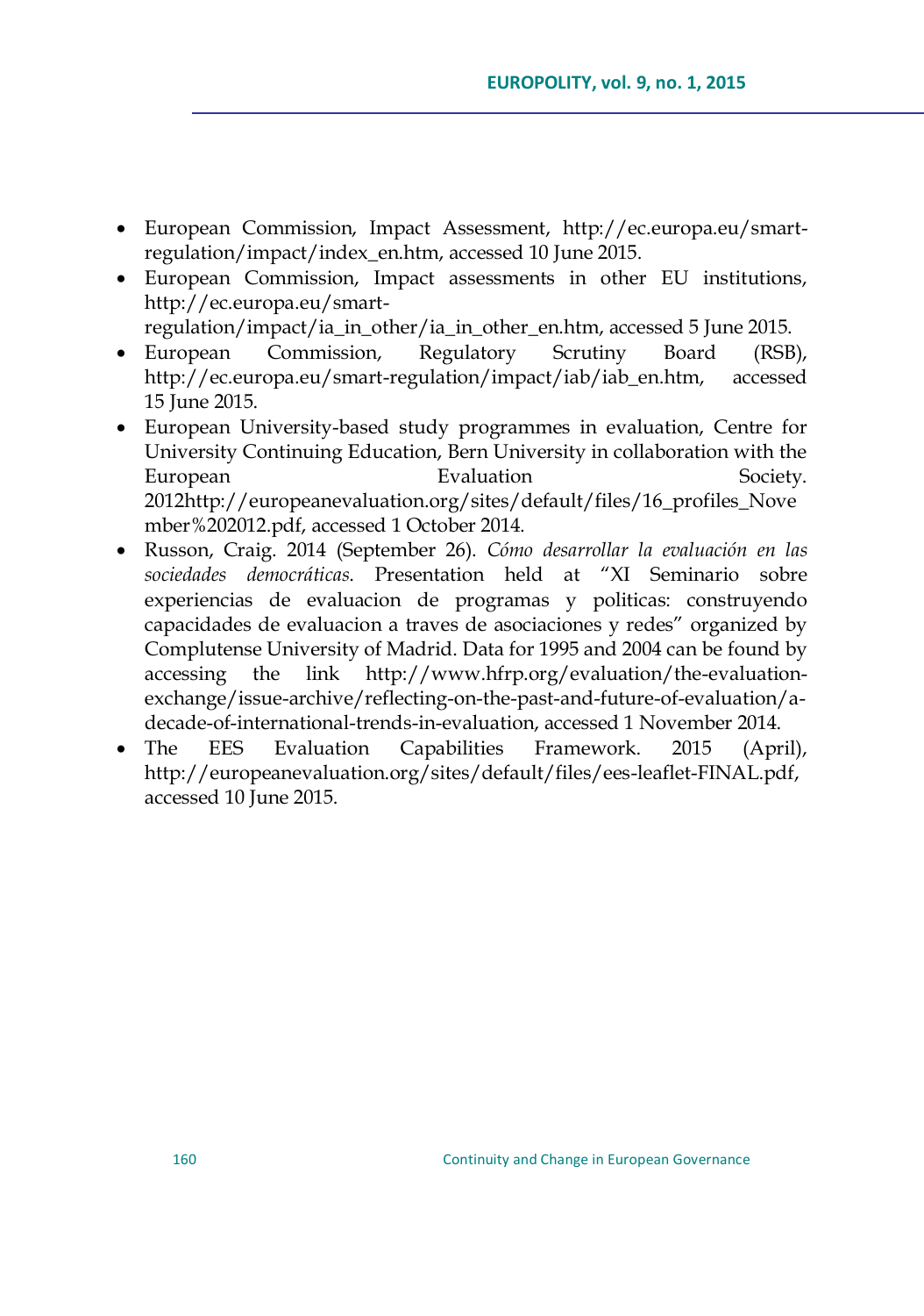- European Commission, Impact Assessment, http://ec.europa.eu/smart-regulation/impact/index_en.htm, accessed 10 June 2015.
- European Commission, Impact assessments in other EU institutions, http://ec.europa.eu/smart-regulation/impact/ia_in_other/ia_in_other_en.htm, accessed 5 June 2015.
- European Commission, Regulatory Scrutiny Board (RSB), http://ec.europa.eu/smart-regulation/impact/iab/iab_en.htm, accessed 15 June 2015.
- European University-based study programmes in evaluation, Centre for University Continuing Education, Bern University in collaboration with the European Evaluation Society. 2012http://europeanevaluation.org/sites/default/files/16_profiles_November%202012.pdf, accessed 1 October 2014.
- Russon, Craig. 2014 (September 26). *Cómo desarrollar la evaluación en las sociedades democráticas*. Presentation held at "XI Seminario sobre experiencias de evaluacion de programas y politicas: construyendo capacidades de evaluacion a traves de asociaciones y redes" organized by Complutense University of Madrid. Data for 1995 and 2004 can be found by accessing the link http://www.hfrp.org/evaluation/the-evaluation-exchange/issue-archive/reflecting-on-the-past-and-future-of-evaluation/a-decade-of-international-trends-in-evaluation, accessed 1 November 2014.
- The EES Evaluation Capabilities Framework. 2015 (April), http://europeanevaluation.org/sites/default/files/ees-leaflet-FINAL.pdf, accessed 10 June 2015.